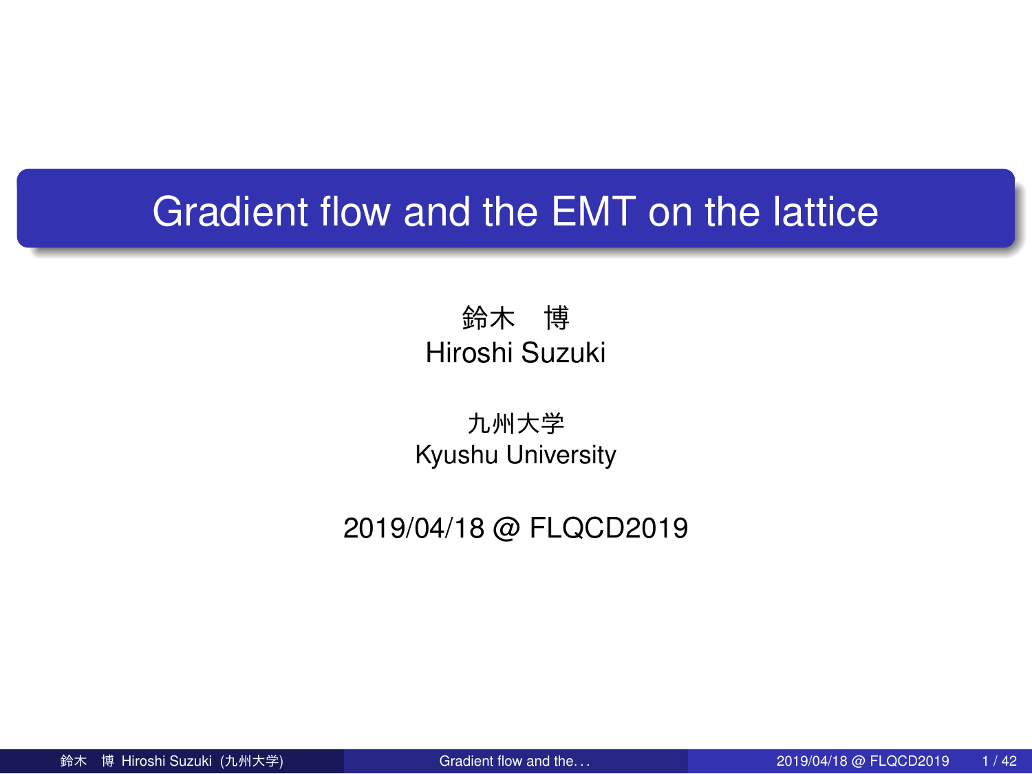# Gradient flow and the EMT on the lattice

鈴木　博

Hiroshi Suzuki

九州大学

Kyushu University

2019/04/18 @ FLQCD2019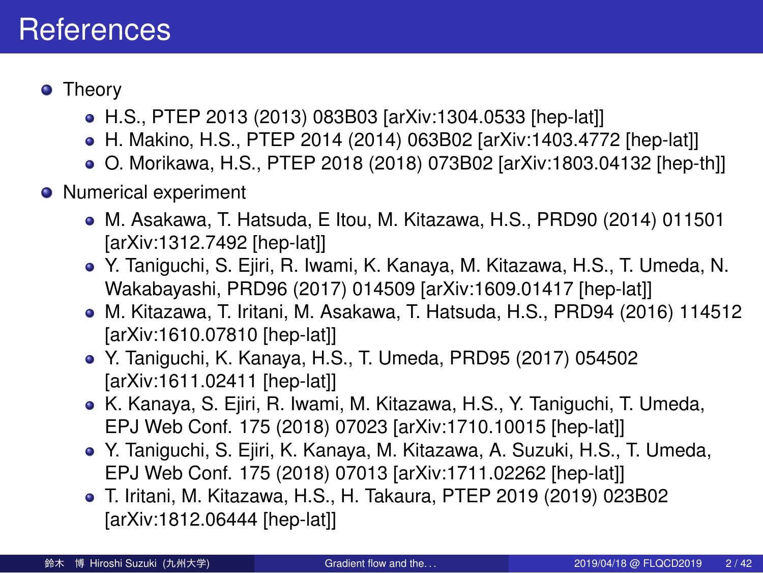# References

- Theory
  - H.S., PTEP 2013 (2013) 083B03 [arXiv:1304.0533 [hep-lat]]
  - H. Makino, H.S., PTEP 2014 (2014) 063B02 [arXiv:1403.4772 [hep-lat]]
  - O. Morikawa, H.S., PTEP 2018 (2018) 073B02 [arXiv:1803.04132 [hep-th]]
- Numerical experiment
  - M. Asakawa, T. Hatsuda, E Itou, M. Kitazawa, H.S., PRD90 (2014) 011501 [arXiv:1312.7492 [hep-lat]]
  - Y. Taniguchi, S. Ejiri, R. Iwami, K. Kanaya, M. Kitazawa, H.S., T. Umeda, N. Wakabayashi, PRD96 (2017) 014509 [arXiv:1609.01417 [hep-lat]]
  - M. Kitazawa, T. Iritani, M. Asakawa, T. Hatsuda, H.S., PRD94 (2016) 114512 [arXiv:1610.07810 [hep-lat]]
  - Y. Taniguchi, K. Kanaya, H.S., T. Umeda, PRD95 (2017) 054502 [arXiv:1611.02411 [hep-lat]]
  - K. Kanaya, S. Ejiri, R. Iwami, M. Kitazawa, H.S., Y. Taniguchi, T. Umeda, EPJ Web Conf. 175 (2018) 07023 [arXiv:1710.10015 [hep-lat]]
  - Y. Taniguchi, S. Ejiri, K. Kanaya, M. Kitazawa, A. Suzuki, H.S., T. Umeda, EPJ Web Conf. 175 (2018) 07013 [arXiv:1711.02262 [hep-lat]]
  - T. Iritani, M. Kitazawa, H.S., H. Takaura, PTEP 2019 (2019) 023B02 [arXiv:1812.06444 [hep-lat]]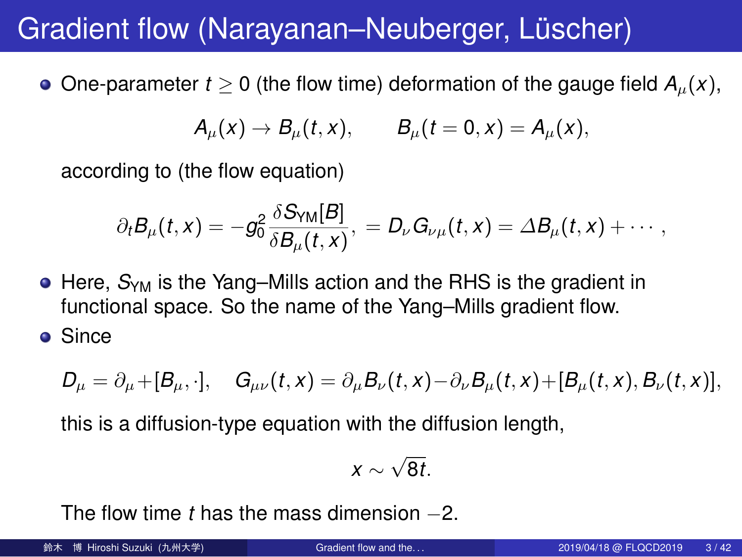# Gradient flow (Narayanan–Neuberger, Lüscher)

- One-parameter $t \geq 0$ (the flow time) deformation of the gauge field $A_\mu(x)$,

$$A_\mu(x) \to B_\mu(t,x), \qquad B_\mu(t=0,x) = A_\mu(x),$$

  according to (the flow equation)

$$\partial_t B_\mu(t,x) = -g_0^2 \frac{\delta S_{\mathrm{YM}}[B]}{\delta B_\mu(t,x)}, = D_\nu G_{\nu\mu}(t,x) = \Delta B_\mu(t,x) + \cdots,$$

- Here, $S_{\mathrm{YM}}$ is the Yang–Mills action and the RHS is the gradient in functional space. So the name of the Yang–Mills gradient flow.
- Since

$$D_\mu = \partial_\mu + [B_\mu, \cdot], \quad G_{\mu\nu}(t,x) = \partial_\mu B_\nu(t,x) - \partial_\nu B_\mu(t,x) + [B_\mu(t,x), B_\nu(t,x)],$$

  this is a diffusion-type equation with the diffusion length,

$$x \sim \sqrt{8t}.$$

  The flow time $t$ has the mass dimension $-2$.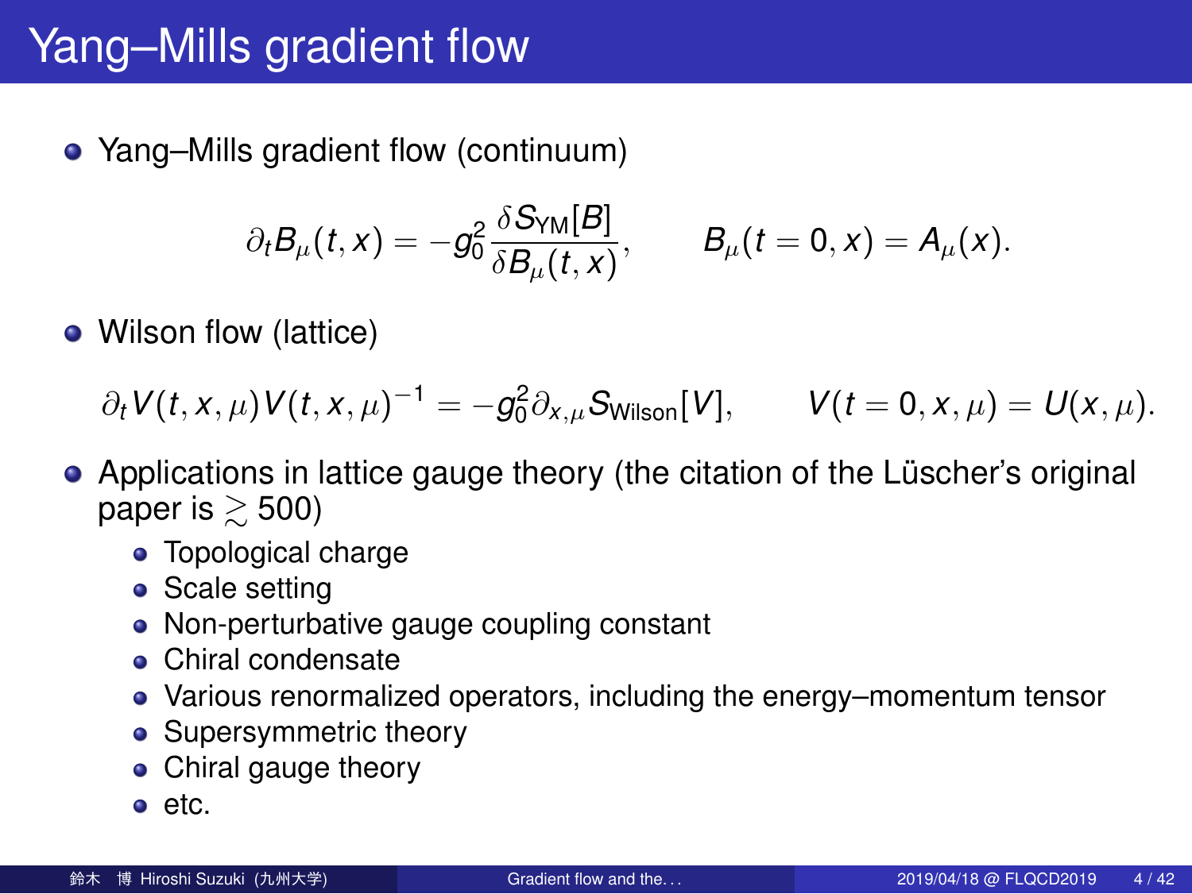# Yang–Mills gradient flow

- Yang–Mills gradient flow (continuum)

$$\partial_t B_\mu(t,x) = -g_0^2 \frac{\delta S_{\mathrm{YM}}[B]}{\delta B_\mu(t,x)}, \qquad B_\mu(t=0,x) = A_\mu(x).$$

- Wilson flow (lattice)

$$\partial_t V(t,x,\mu) V(t,x,\mu)^{-1} = -g_0^2 \partial_{x,\mu} S_{\mathrm{Wilson}}[V], \qquad V(t=0,x,\mu) = U(x,\mu).$$

- Applications in lattice gauge theory (the citation of the Lüscher's original paper is $\gtrsim 500$)
  - Topological charge
  - Scale setting
  - Non-perturbative gauge coupling constant
  - Chiral condensate
  - Various renormalized operators, including the energy–momentum tensor
  - Supersymmetric theory
  - Chiral gauge theory
  - etc.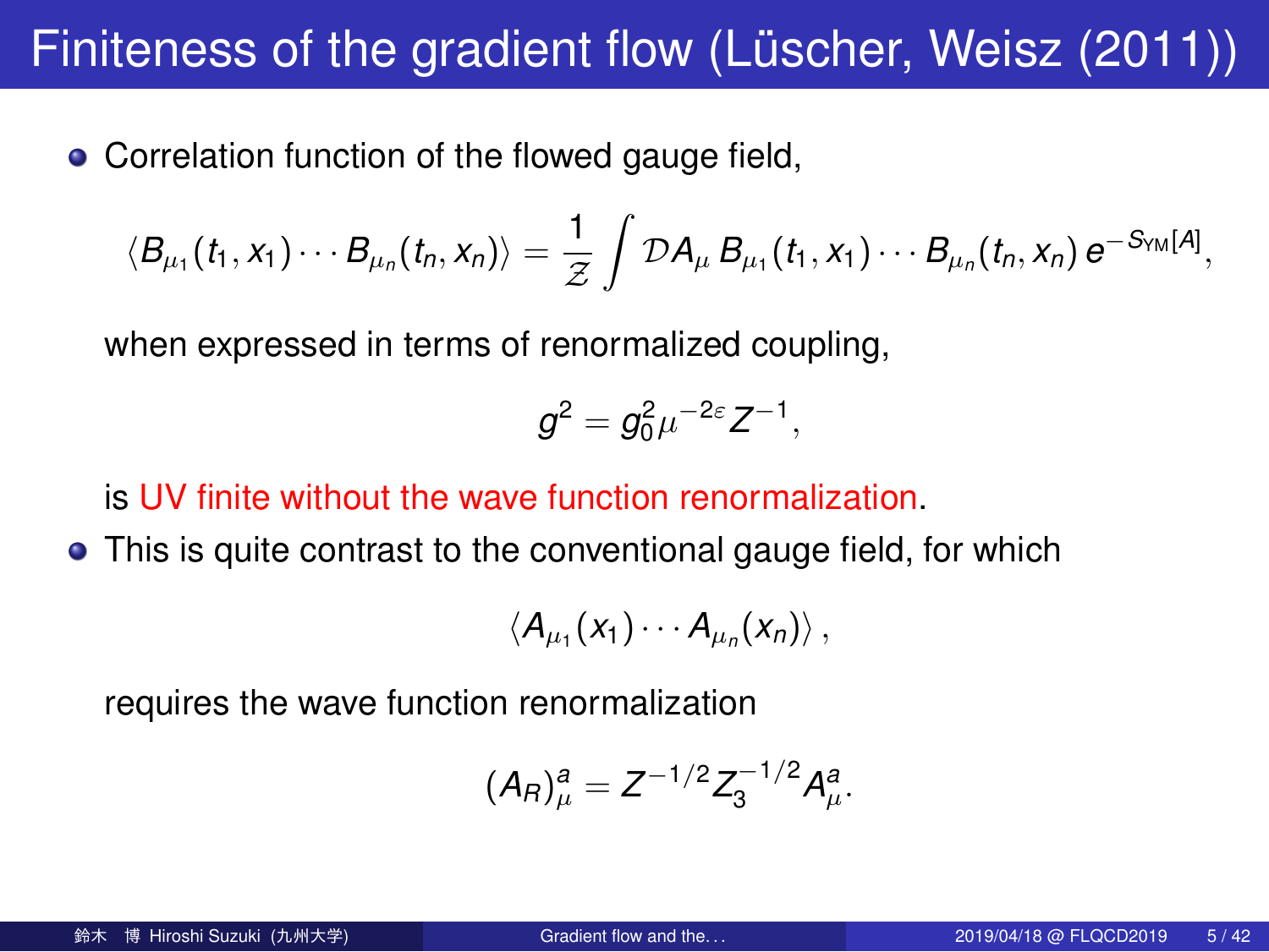# Finiteness of the gradient flow (Lüscher, Weisz (2011))

- Correlation function of the flowed gauge field,

$$\langle B_{\mu_1}(t_1, x_1) \cdots B_{\mu_n}(t_n, x_n) \rangle = \frac{1}{\mathcal{Z}} \int \mathcal{D}A_\mu \, B_{\mu_1}(t_1, x_1) \cdots B_{\mu_n}(t_n, x_n) \, e^{-S_{\text{YM}}[A]},$$

  when expressed in terms of renormalized coupling,

$$g^2 = g_0^2 \mu^{-2\varepsilon} Z^{-1},$$

  is UV finite without the wave function renormalization.

- This is quite contrast to the conventional gauge field, for which

$$\langle A_{\mu_1}(x_1) \cdots A_{\mu_n}(x_n) \rangle \,,$$

  requires the wave function renormalization

$$(A_R)^a_\mu = Z^{-1/2} Z_3^{-1/2} A^a_\mu.$$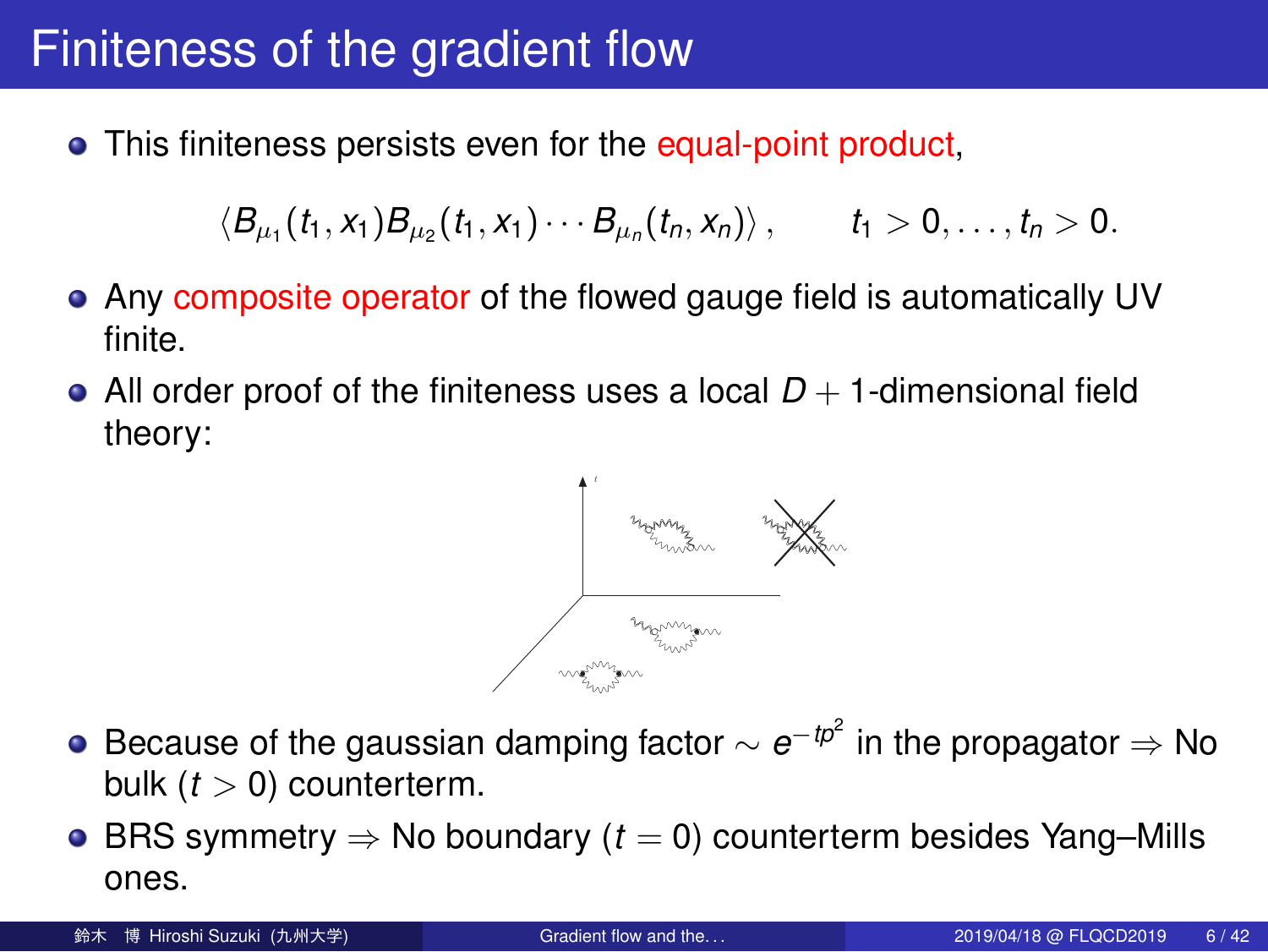# Finiteness of the gradient flow

- This finiteness persists even for the equal-point product,

$$\langle B_{\mu_1}(t_1, x_1) B_{\mu_2}(t_1, x_1) \cdots B_{\mu_n}(t_n, x_n) \rangle \,, \qquad t_1 > 0, \ldots, t_n > 0.$$

- Any composite operator of the flowed gauge field is automatically UV finite.
- All order proof of the finiteness uses a local $D+1$-dimensional field theory:

- Because of the gaussian damping factor $\sim e^{-tp^2}$ in the propagator $\Rightarrow$ No bulk ($t > 0$) counterterm.
- BRS symmetry $\Rightarrow$ No boundary ($t = 0$) counterterm besides Yang–Mills ones.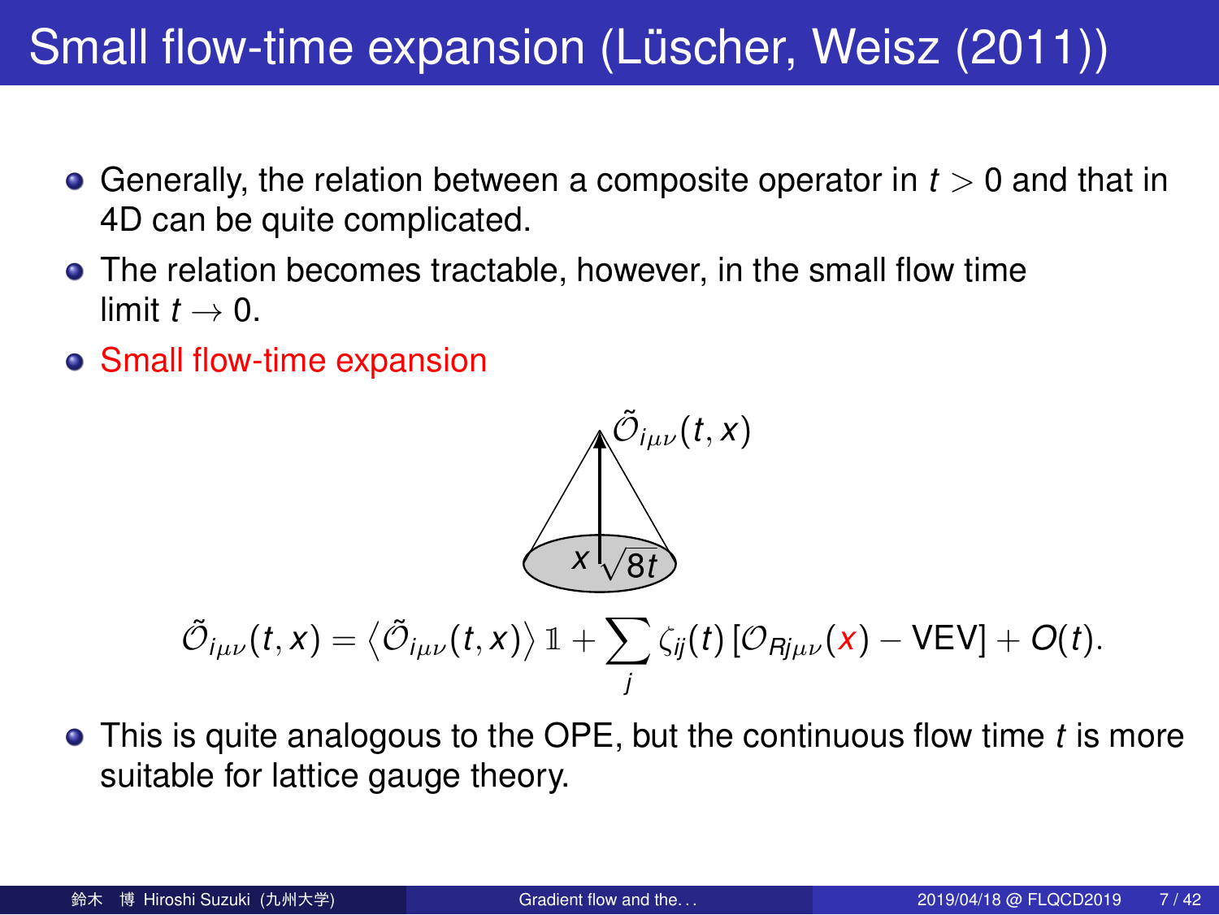# Small flow-time expansion (Lüscher, Weisz (2011))

- Generally, the relation between a composite operator in $t > 0$ and that in 4D can be quite complicated.
- The relation becomes tractable, however, in the small flow time limit $t \to 0$.
- Small flow-time expansion

$\tilde{\mathcal{O}}_{i\mu\nu}(t,x)$

$x$ $\sqrt{8t}$

$$\tilde{\mathcal{O}}_{i\mu\nu}(t,x) = \left\langle \tilde{\mathcal{O}}_{i\mu\nu}(t,x) \right\rangle \mathbb{1} + \sum_j \zeta_{ij}(t) \left[ \mathcal{O}_{Rj\mu\nu}(x) - \text{VEV} \right] + O(t).$$

- This is quite analogous to the OPE, but the continuous flow time $t$ is more suitable for lattice gauge theory.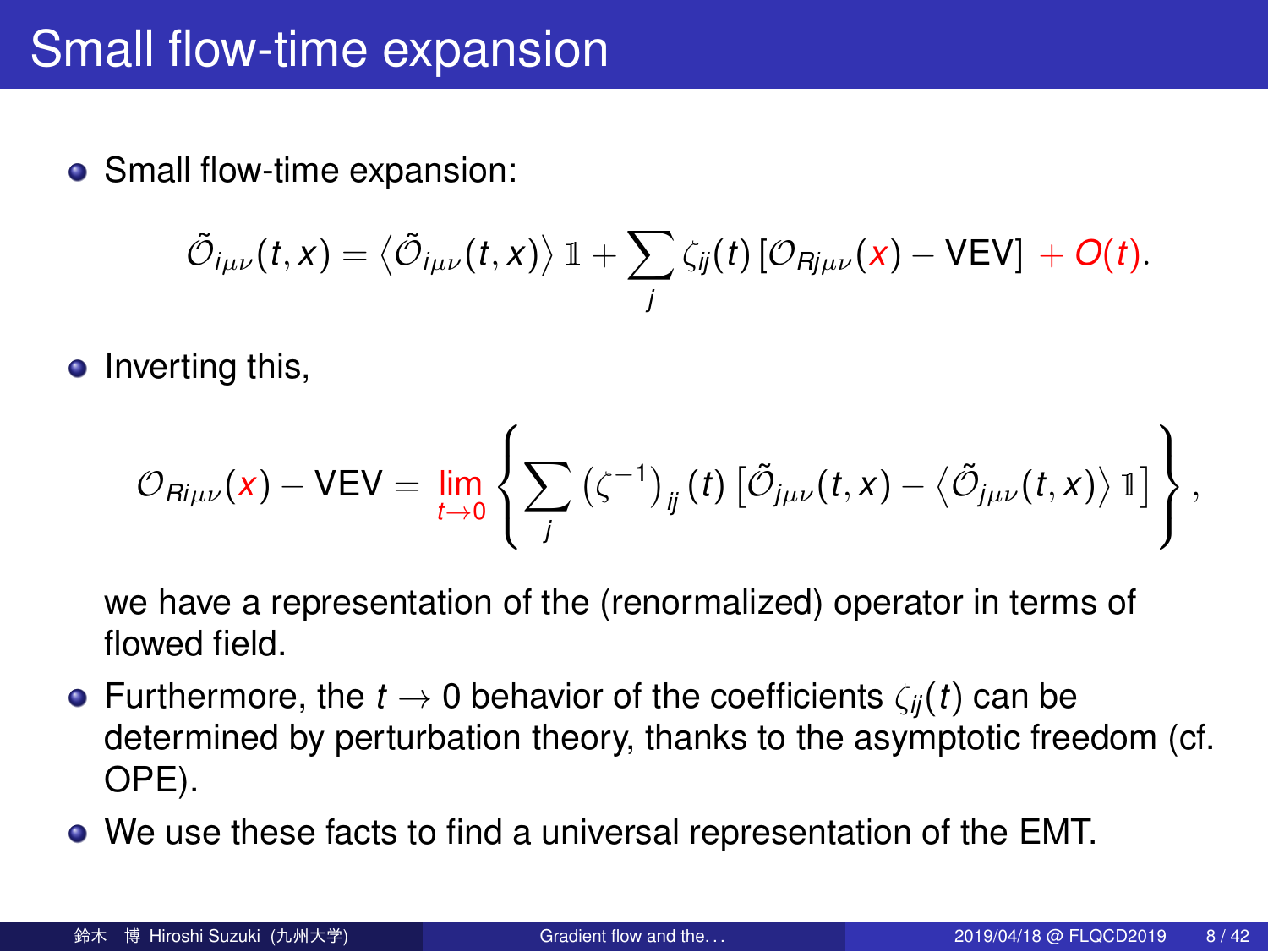# Small flow-time expansion

- Small flow-time expansion:

$$\tilde{\mathcal{O}}_{i\mu\nu}(t,x) = \left\langle \tilde{\mathcal{O}}_{i\mu\nu}(t,x) \right\rangle \mathbb{1} + \sum_j \zeta_{ij}(t) \left[ \mathcal{O}_{Rj\mu\nu}(x) - \text{VEV} \right] + O(t).$$

- Inverting this,

$$\mathcal{O}_{Ri\mu\nu}(x) - \text{VEV} = \lim_{t\to 0} \left\{ \sum_j \left(\zeta^{-1}\right)_{ij}(t) \left[ \tilde{\mathcal{O}}_{j\mu\nu}(t,x) - \left\langle \tilde{\mathcal{O}}_{j\mu\nu}(t,x) \right\rangle \mathbb{1} \right] \right\},$$

  we have a representation of the (renormalized) operator in terms of flowed field.

- Furthermore, the $t \to 0$ behavior of the coefficients $\zeta_{ij}(t)$ can be determined by perturbation theory, thanks to the asymptotic freedom (cf. OPE).
- We use these facts to find a universal representation of the EMT.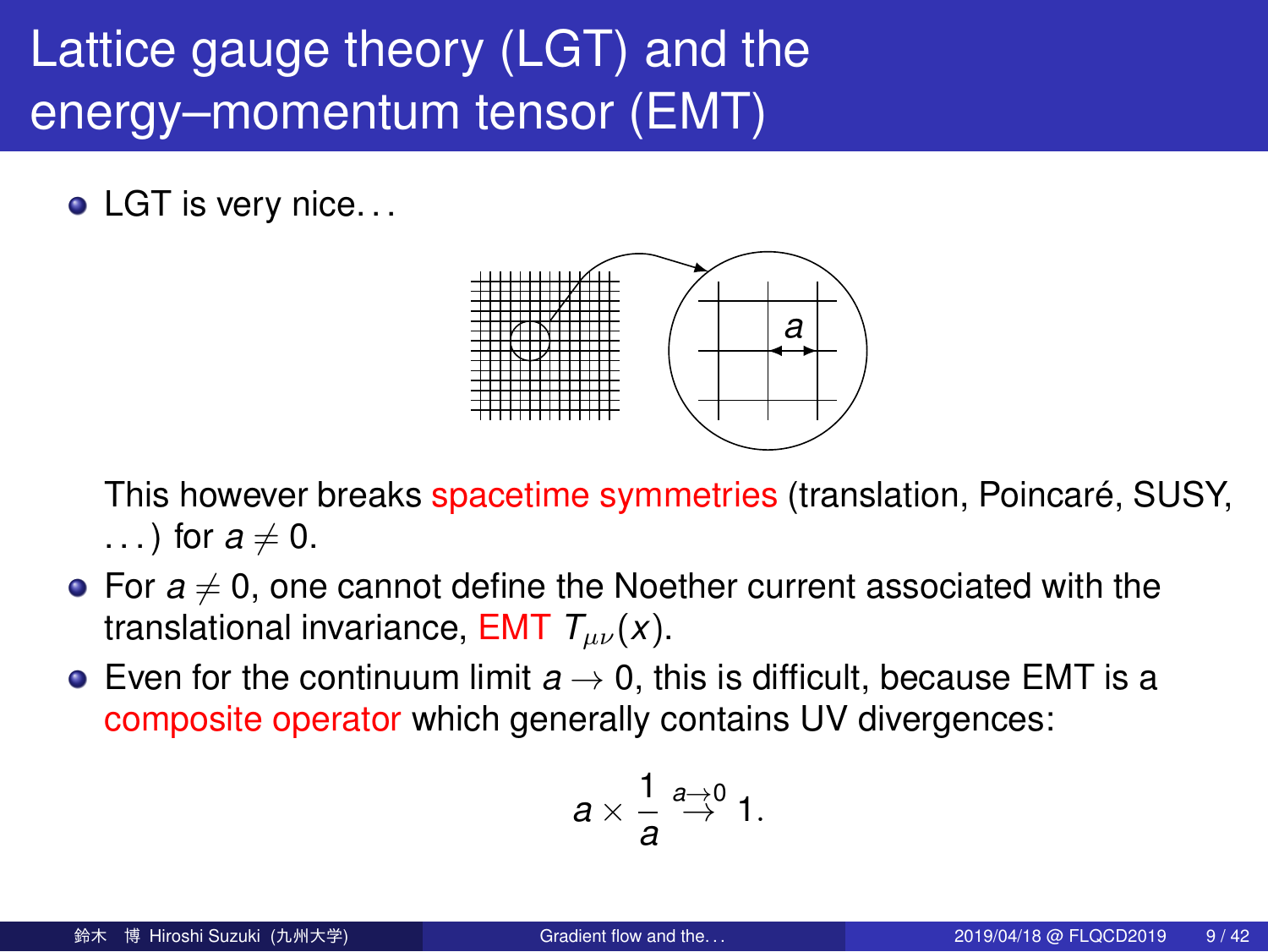# Lattice gauge theory (LGT) and the energy–momentum tensor (EMT)

- LGT is very nice...

  This however breaks spacetime symmetries (translation, Poincaré, SUSY, ...) for $a \neq 0$.

- For $a \neq 0$, one cannot define the Noether current associated with the translational invariance, EMT $T_{\mu\nu}(x)$.
- Even for the continuum limit $a \to 0$, this is difficult, because EMT is a composite operator which generally contains UV divergences:

$$a \times \frac{1}{a} \overset{a \to 0}{\to} 1.$$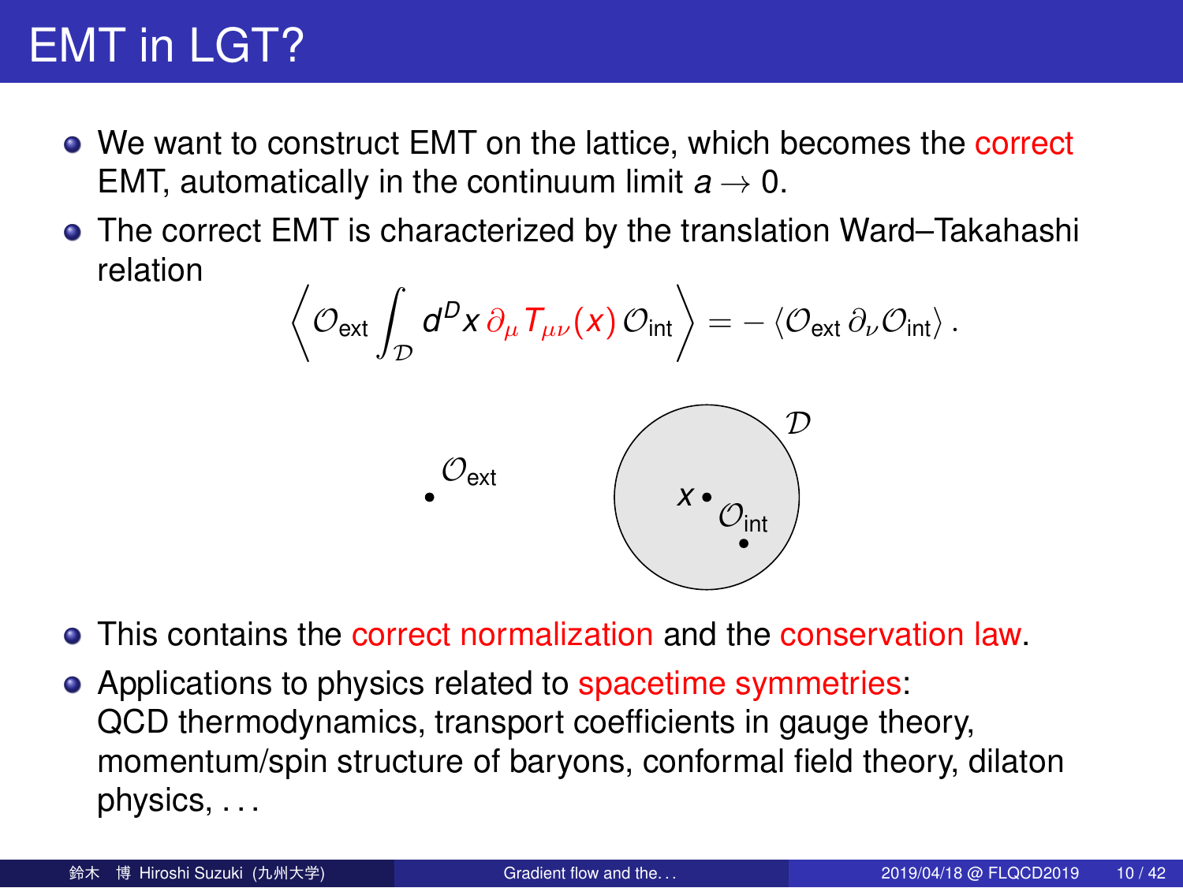# EMT in LGT?

- We want to construct EMT on the lattice, which becomes the correct EMT, automatically in the continuum limit $a \to 0$.
- The correct EMT is characterized by the translation Ward–Takahashi relation

$$\left\langle \mathcal{O}_{\text{ext}} \int_{\mathcal{D}} d^D x \, \partial_\mu T_{\mu\nu}(x) \, \mathcal{O}_{\text{int}} \right\rangle = - \left\langle \mathcal{O}_{\text{ext}} \, \partial_\nu \mathcal{O}_{\text{int}} \right\rangle .$$

- This contains the correct normalization and the conservation law.
- Applications to physics related to spacetime symmetries: QCD thermodynamics, transport coefficients in gauge theory, momentum/spin structure of baryons, conformal field theory, dilaton physics, . . .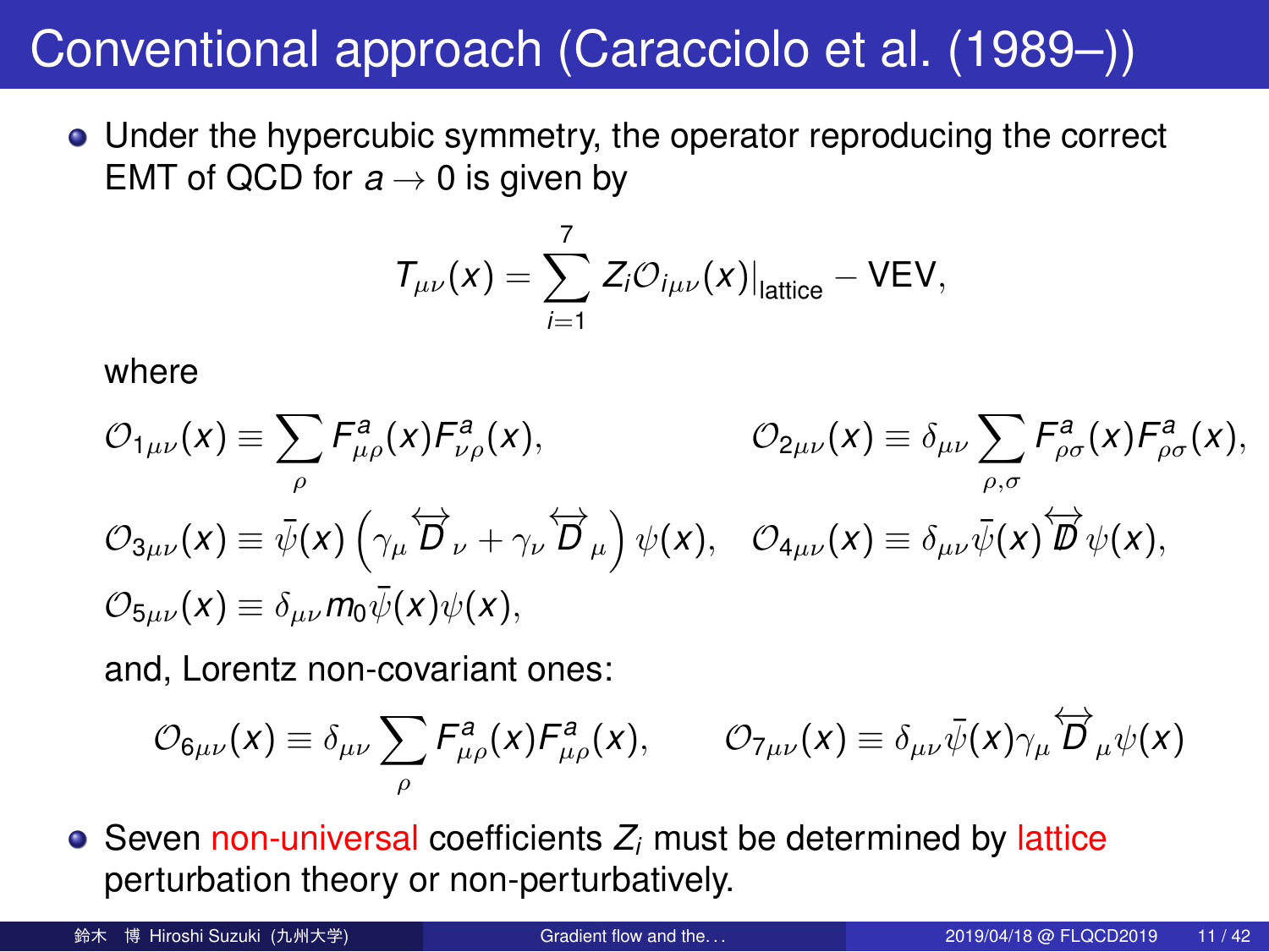# Conventional approach (Caracciolo et al. (1989–))

- Under the hypercubic symmetry, the operator reproducing the correct EMT of QCD for $a \to 0$ is given by

$$T_{\mu\nu}(x) = \sum_{i=1}^{7} Z_i \mathcal{O}_{i\mu\nu}(x)\big|_{\text{lattice}} - \text{VEV},$$

  where

$$\mathcal{O}_{1\mu\nu}(x) \equiv \sum_{\rho} F^a_{\mu\rho}(x) F^a_{\nu\rho}(x), \qquad \mathcal{O}_{2\mu\nu}(x) \equiv \delta_{\mu\nu} \sum_{\rho,\sigma} F^a_{\rho\sigma}(x) F^a_{\rho\sigma}(x),$$

$$\mathcal{O}_{3\mu\nu}(x) \equiv \bar{\psi}(x)\left(\gamma_\mu \overleftrightarrow{D}_\nu + \gamma_\nu \overleftrightarrow{D}_\mu\right)\psi(x), \quad \mathcal{O}_{4\mu\nu}(x) \equiv \delta_{\mu\nu} \bar{\psi}(x) \overleftrightarrow{\not{D}} \psi(x),$$

$$\mathcal{O}_{5\mu\nu}(x) \equiv \delta_{\mu\nu} m_0 \bar{\psi}(x)\psi(x),$$

  and, Lorentz non-covariant ones:

$$\mathcal{O}_{6\mu\nu}(x) \equiv \delta_{\mu\nu} \sum_{\rho} F^a_{\mu\rho}(x) F^a_{\mu\rho}(x), \qquad \mathcal{O}_{7\mu\nu}(x) \equiv \delta_{\mu\nu} \bar{\psi}(x) \gamma_\mu \overleftrightarrow{D}_\mu \psi(x)$$

- Seven non-universal coefficients $Z_i$ must be determined by lattice perturbation theory or non-perturbatively.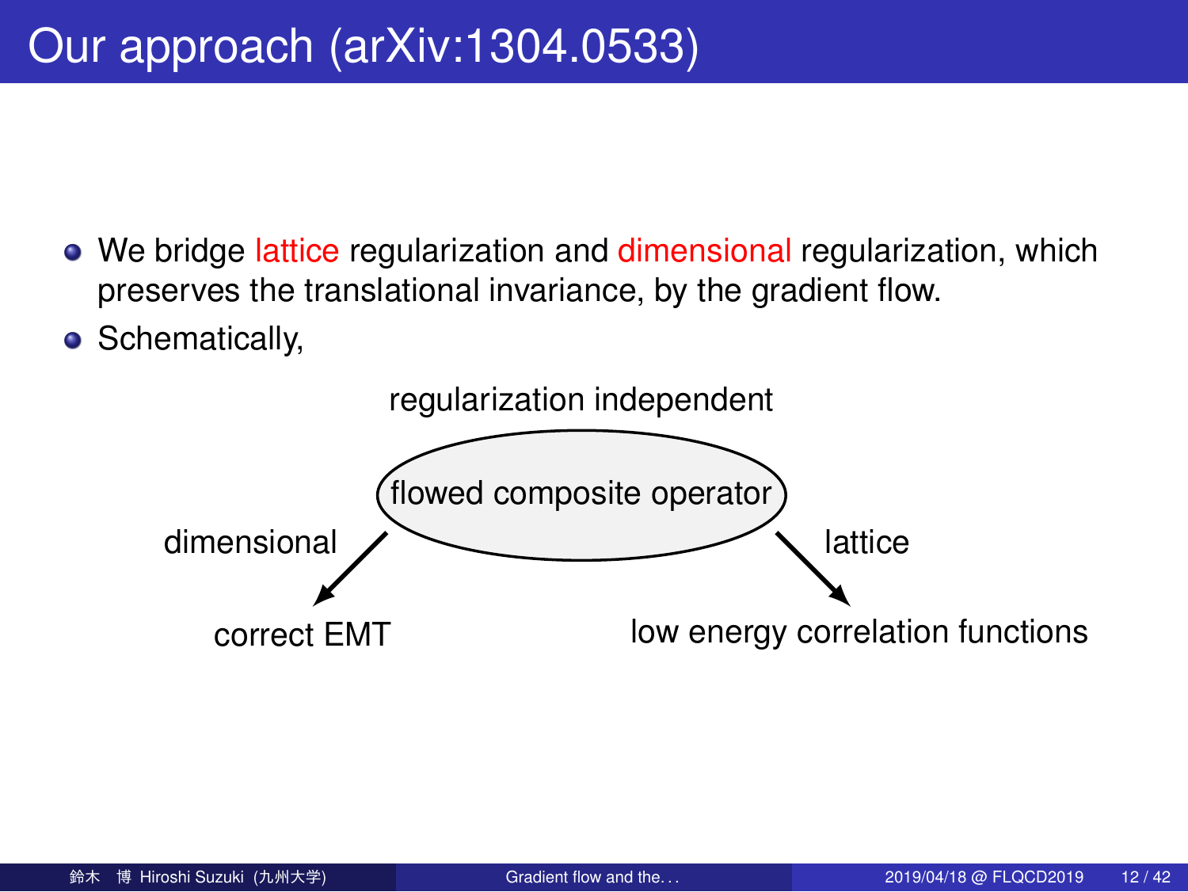# Our approach (arXiv:1304.0533)

- We bridge lattice regularization and dimensional regularization, which preserves the translational invariance, by the gradient flow.
- Schematically,

regularization independent

flowed composite operator

dimensional → correct EMT

lattice → low energy correlation functions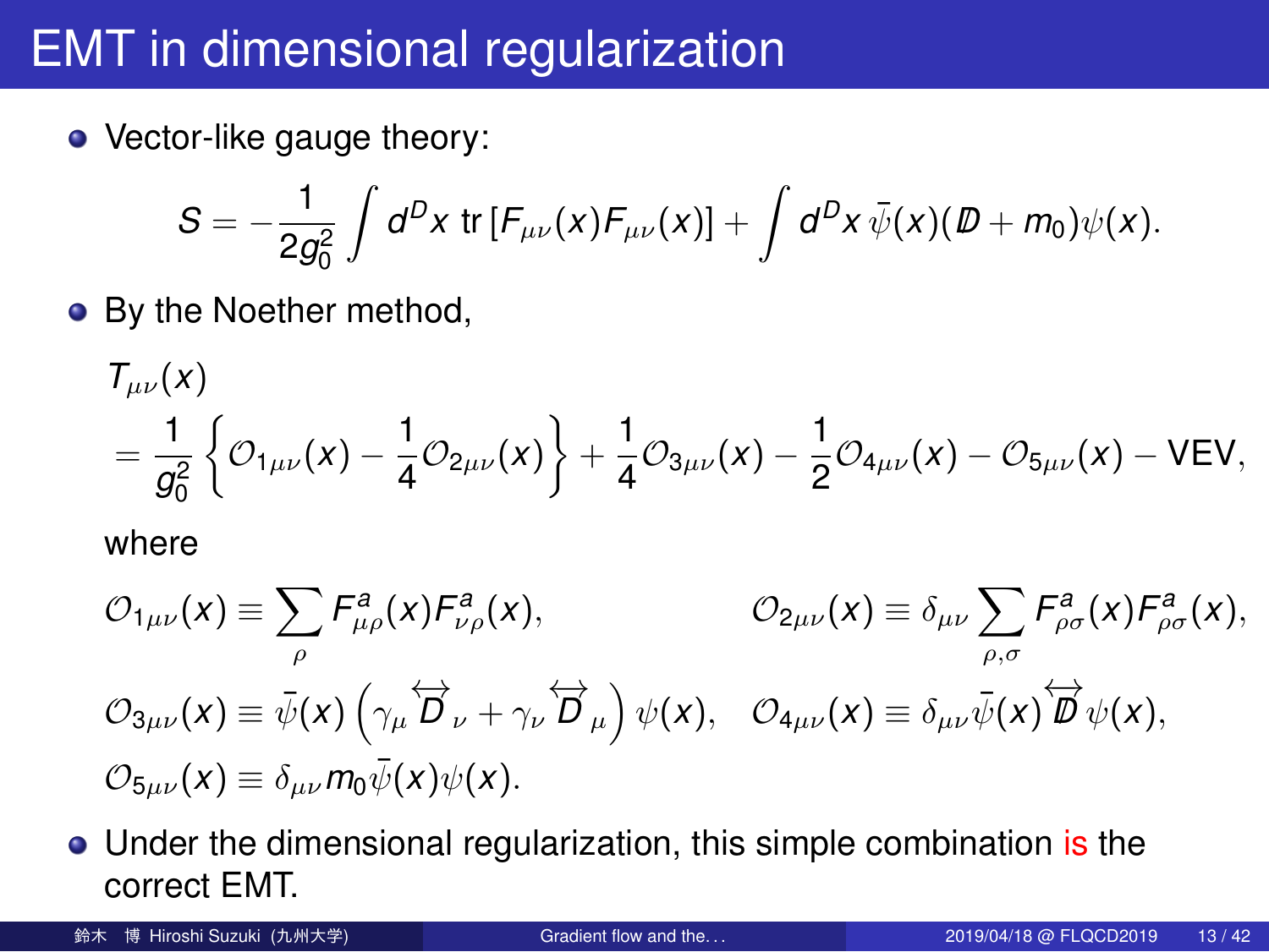# EMT in dimensional regularization

- Vector-like gauge theory:

$$S = -\frac{1}{2g_0^2}\int d^D x\, \mathrm{tr}\left[F_{\mu\nu}(x)F_{\mu\nu}(x)\right] + \int d^D x\, \bar{\psi}(x)(\not{D} + m_0)\psi(x).$$

- By the Noether method,

$$T_{\mu\nu}(x) = \frac{1}{g_0^2}\left\{\mathcal{O}_{1\mu\nu}(x) - \frac{1}{4}\mathcal{O}_{2\mu\nu}(x)\right\} + \frac{1}{4}\mathcal{O}_{3\mu\nu}(x) - \frac{1}{2}\mathcal{O}_{4\mu\nu}(x) - \mathcal{O}_{5\mu\nu}(x) - \mathrm{VEV},$$

  where

$$\mathcal{O}_{1\mu\nu}(x) \equiv \sum_{\rho} F^a_{\mu\rho}(x)F^a_{\nu\rho}(x), \qquad \mathcal{O}_{2\mu\nu}(x) \equiv \delta_{\mu\nu}\sum_{\rho,\sigma} F^a_{\rho\sigma}(x)F^a_{\rho\sigma}(x),$$

$$\mathcal{O}_{3\mu\nu}(x) \equiv \bar{\psi}(x)\left(\gamma_\mu \overleftrightarrow{D}_\nu + \gamma_\nu \overleftrightarrow{D}_\mu\right)\psi(x), \quad \mathcal{O}_{4\mu\nu}(x) \equiv \delta_{\mu\nu}\bar{\psi}(x)\overleftrightarrow{\not{D}}\psi(x),$$

$$\mathcal{O}_{5\mu\nu}(x) \equiv \delta_{\mu\nu} m_0 \bar{\psi}(x)\psi(x).$$

- Under the dimensional regularization, this simple combination is the correct EMT.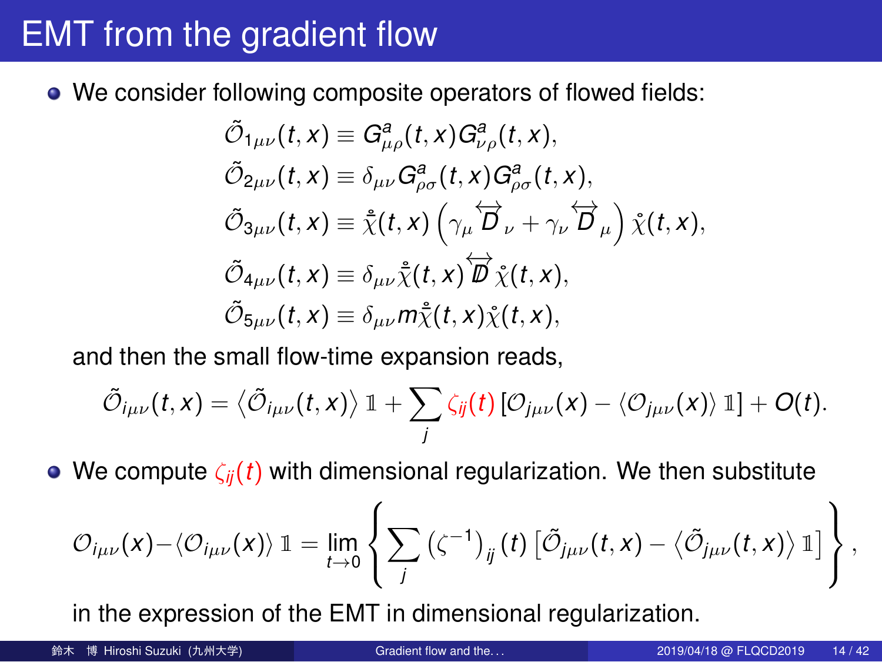# EMT from the gradient flow

- We consider following composite operators of flowed fields:

$$
\begin{aligned}
\tilde{\mathcal{O}}_{1\mu\nu}(t,x) &\equiv G^a_{\mu\rho}(t,x)G^a_{\nu\rho}(t,x), \\
\tilde{\mathcal{O}}_{2\mu\nu}(t,x) &\equiv \delta_{\mu\nu}G^a_{\rho\sigma}(t,x)G^a_{\rho\sigma}(t,x), \\
\tilde{\mathcal{O}}_{3\mu\nu}(t,x) &\equiv \mathring{\bar{\chi}}(t,x)\left(\gamma_\mu \overleftrightarrow{D}_\nu + \gamma_\nu \overleftrightarrow{D}_\mu\right)\mathring{\chi}(t,x), \\
\tilde{\mathcal{O}}_{4\mu\nu}(t,x) &\equiv \delta_{\mu\nu}\mathring{\bar{\chi}}(t,x)\overleftrightarrow{\not{D}}\mathring{\chi}(t,x), \\
\tilde{\mathcal{O}}_{5\mu\nu}(t,x) &\equiv \delta_{\mu\nu}m\mathring{\bar{\chi}}(t,x)\mathring{\chi}(t,x),
\end{aligned}
$$

  and then the small flow-time expansion reads,

$$
\tilde{\mathcal{O}}_{i\mu\nu}(t,x) = \left\langle \tilde{\mathcal{O}}_{i\mu\nu}(t,x)\right\rangle \mathbb{1} + \sum_j \zeta_{ij}(t)\left[\mathcal{O}_{j\mu\nu}(x) - \langle \mathcal{O}_{j\mu\nu}(x)\rangle \mathbb{1}\right] + O(t).
$$

- We compute $\zeta_{ij}(t)$ with dimensional regularization. We then substitute

$$
\mathcal{O}_{i\mu\nu}(x) - \langle \mathcal{O}_{i\mu\nu}(x)\rangle \mathbb{1} = \lim_{t\to 0}\left\{\sum_j \left(\zeta^{-1}\right)_{ij}(t)\left[\tilde{\mathcal{O}}_{j\mu\nu}(t,x) - \left\langle \tilde{\mathcal{O}}_{j\mu\nu}(t,x)\right\rangle \mathbb{1}\right]\right\},
$$

  in the expression of the EMT in dimensional regularization.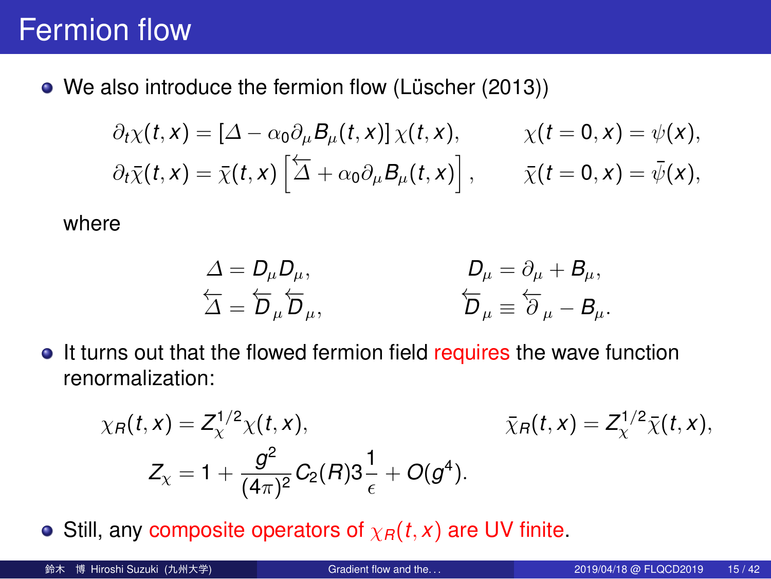# Fermion flow

- We also introduce the fermion flow (Lüscher (2013))

$$\partial_t \chi(t,x) = [\Delta - \alpha_0 \partial_\mu B_\mu(t,x)]\,\chi(t,x), \qquad \chi(t=0,x) = \psi(x),$$
$$\partial_t \bar{\chi}(t,x) = \bar{\chi}(t,x)\left[\overleftarrow{\Delta} + \alpha_0 \partial_\mu B_\mu(t,x)\right], \qquad \bar{\chi}(t=0,x) = \bar{\psi}(x),$$

  where

$$\Delta = D_\mu D_\mu, \qquad D_\mu = \partial_\mu + B_\mu,$$
$$\overleftarrow{\Delta} = \overleftarrow{D}_\mu \overleftarrow{D}_\mu, \qquad \overleftarrow{D}_\mu \equiv \overleftarrow{\partial}_\mu - B_\mu.$$

- It turns out that the flowed fermion field requires the wave function renormalization:

$$\chi_R(t,x) = Z_\chi^{1/2}\chi(t,x), \qquad \bar{\chi}_R(t,x) = Z_\chi^{1/2}\bar{\chi}(t,x),$$
$$Z_\chi = 1 + \frac{g^2}{(4\pi)^2} C_2(R) 3 \frac{1}{\epsilon} + O(g^4).$$

- Still, any composite operators of $\chi_R(t,x)$ are UV finite.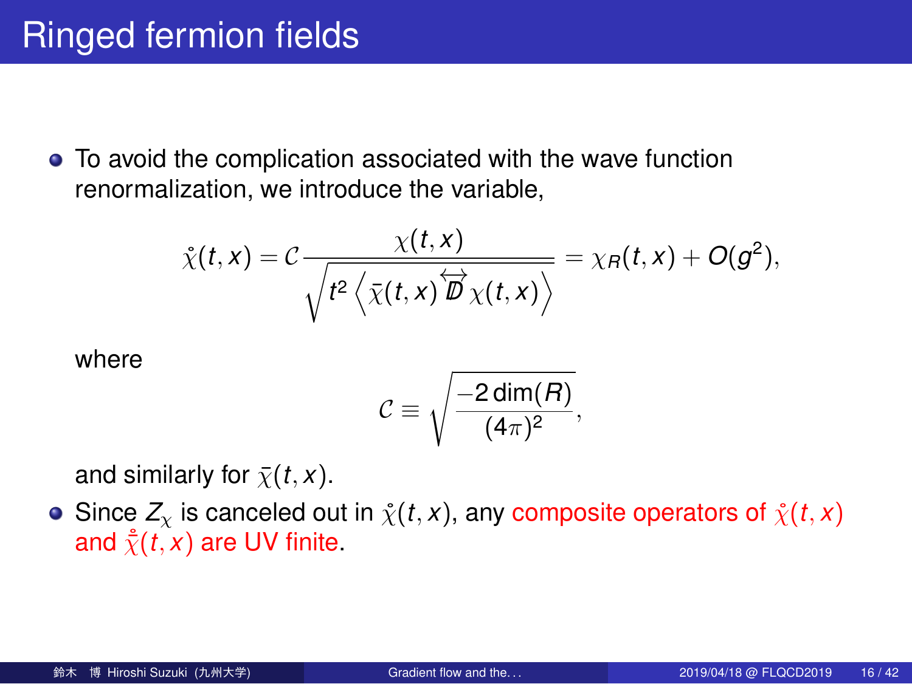# Ringed fermion fields

- To avoid the complication associated with the wave function renormalization, we introduce the variable,

$$\mathring{\chi}(t,x) = \mathcal{C}\frac{\chi(t,x)}{\sqrt{t^2\left\langle \bar{\chi}(t,x)\overleftrightarrow{\not{D}}\chi(t,x)\right\rangle}} = \chi_R(t,x) + O(g^2),$$

  where

$$\mathcal{C} \equiv \sqrt{\frac{-2\dim(R)}{(4\pi)^2}},$$

  and similarly for $\bar{\chi}(t,x)$.

- Since $Z_\chi$ is canceled out in $\mathring{\chi}(t,x)$, any composite operators of $\mathring{\chi}(t,x)$ and $\mathring{\bar{\chi}}(t,x)$ are UV finite.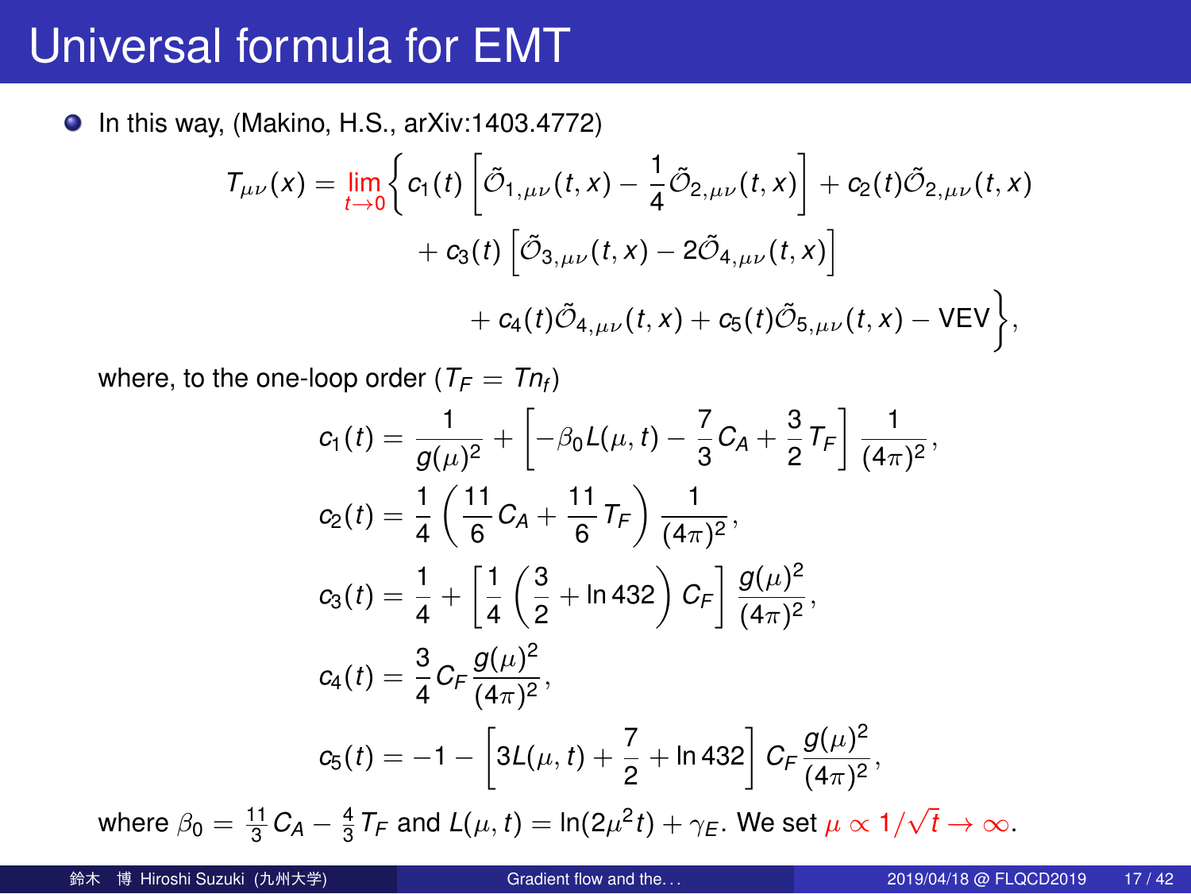# Universal formula for EMT

- In this way, (Makino, H.S., arXiv:1403.4772)

$$
\begin{aligned}
T_{\mu\nu}(x) = \lim_{t\to 0}\Big\{ & c_1(t)\left[\tilde{\mathcal{O}}_{1,\mu\nu}(t,x) - \frac{1}{4}\tilde{\mathcal{O}}_{2,\mu\nu}(t,x)\right] + c_2(t)\tilde{\mathcal{O}}_{2,\mu\nu}(t,x) \\
& + c_3(t)\left[\tilde{\mathcal{O}}_{3,\mu\nu}(t,x) - 2\tilde{\mathcal{O}}_{4,\mu\nu}(t,x)\right] \\
& + c_4(t)\tilde{\mathcal{O}}_{4,\mu\nu}(t,x) + c_5(t)\tilde{\mathcal{O}}_{5,\mu\nu}(t,x) - \mathrm{VEV}\Big\},
\end{aligned}
$$

where, to the one-loop order ($T_F = Tn_f$)

$$
\begin{aligned}
c_1(t) &= \frac{1}{g(\mu)^2} + \left[-\beta_0 L(\mu,t) - \frac{7}{3}C_A + \frac{3}{2}T_F\right]\frac{1}{(4\pi)^2}, \\
c_2(t) &= \frac{1}{4}\left(\frac{11}{6}C_A + \frac{11}{6}T_F\right)\frac{1}{(4\pi)^2}, \\
c_3(t) &= \frac{1}{4} + \left[\frac{1}{4}\left(\frac{3}{2} + \ln 432\right)C_F\right]\frac{g(\mu)^2}{(4\pi)^2}, \\
c_4(t) &= \frac{3}{4}C_F\frac{g(\mu)^2}{(4\pi)^2}, \\
c_5(t) &= -1 - \left[3L(\mu,t) + \frac{7}{2} + \ln 432\right]C_F\frac{g(\mu)^2}{(4\pi)^2},
\end{aligned}
$$

where $\beta_0 = \frac{11}{3}C_A - \frac{4}{3}T_F$ and $L(\mu,t) = \ln(2\mu^2 t) + \gamma_E$. We set $\mu \propto 1/\sqrt{t} \to \infty$.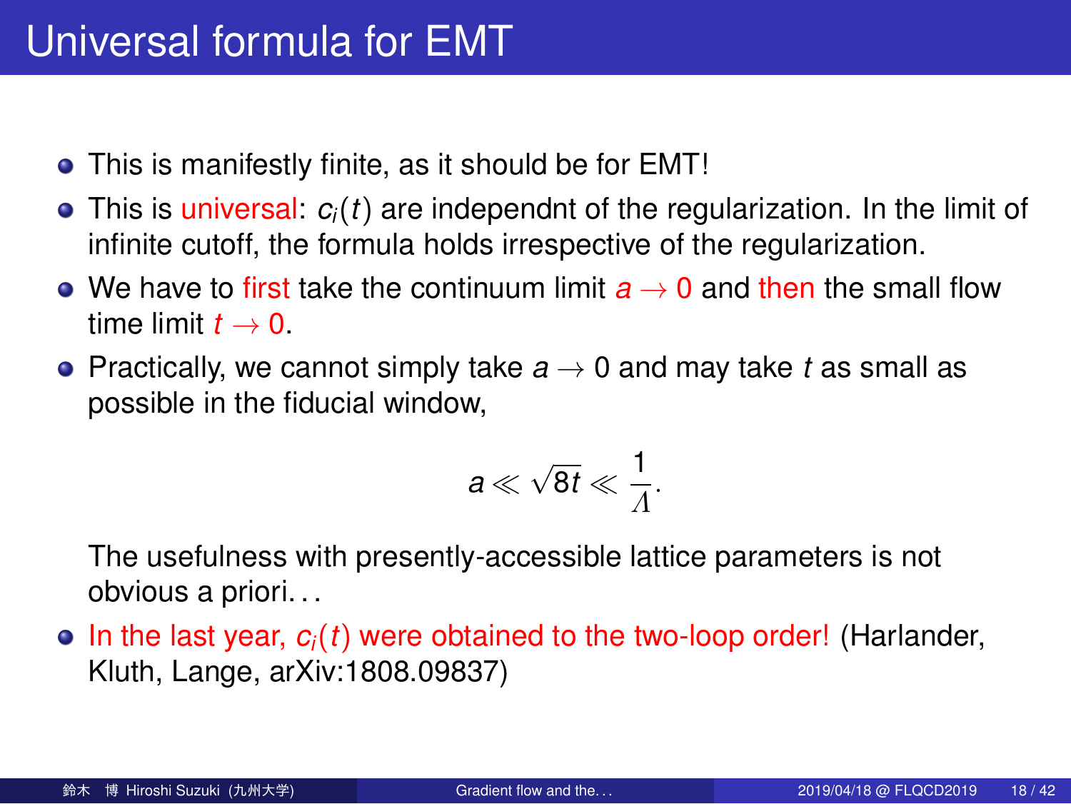# Universal formula for EMT

- This is manifestly finite, as it should be for EMT!
- This is universal: $c_i(t)$ are independnt of the regularization. In the limit of infinite cutoff, the formula holds irrespective of the regularization.
- We have to first take the continuum limit $a \to 0$ and then the small flow time limit $t \to 0$.
- Practically, we cannot simply take $a \to 0$ and may take $t$ as small as possible in the fiducial window,

$$a \ll \sqrt{8t} \ll \frac{1}{\Lambda}.$$

  The usefulness with presently-accessible lattice parameters is not obvious a priori...
- In the last year, $c_i(t)$ were obtained to the two-loop order! (Harlander, Kluth, Lange, arXiv:1808.09837)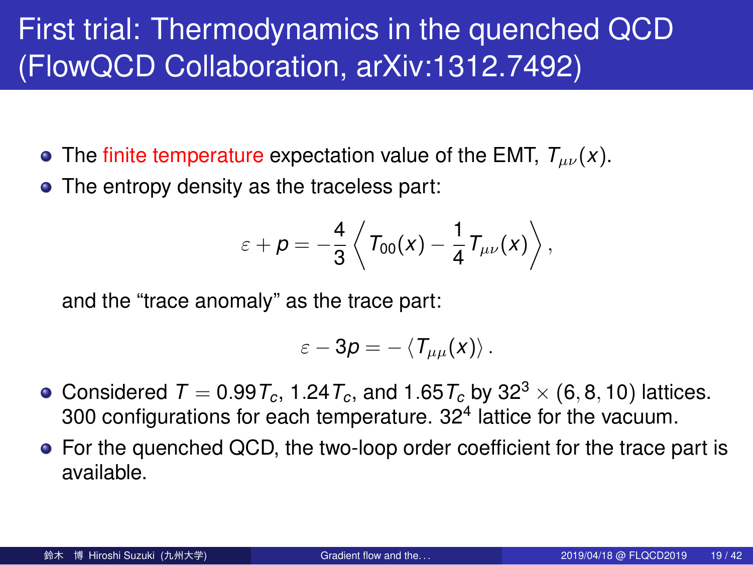# First trial: Thermodynamics in the quenched QCD (FlowQCD Collaboration, arXiv:1312.7492)

- The finite temperature expectation value of the EMT, $T_{\mu\nu}(x)$.
- The entropy density as the traceless part:

$$\varepsilon + p = -\frac{4}{3}\left\langle T_{00}(x) - \frac{1}{4}T_{\mu\nu}(x)\right\rangle,$$

  and the "trace anomaly" as the trace part:

$$\varepsilon - 3p = -\langle T_{\mu\mu}(x)\rangle .$$

- Considered $T = 0.99T_c$, $1.24T_c$, and $1.65T_c$ by $32^3 \times (6, 8, 10)$ lattices. 300 configurations for each temperature. $32^4$ lattice for the vacuum.
- For the quenched QCD, the two-loop order coefficient for the trace part is available.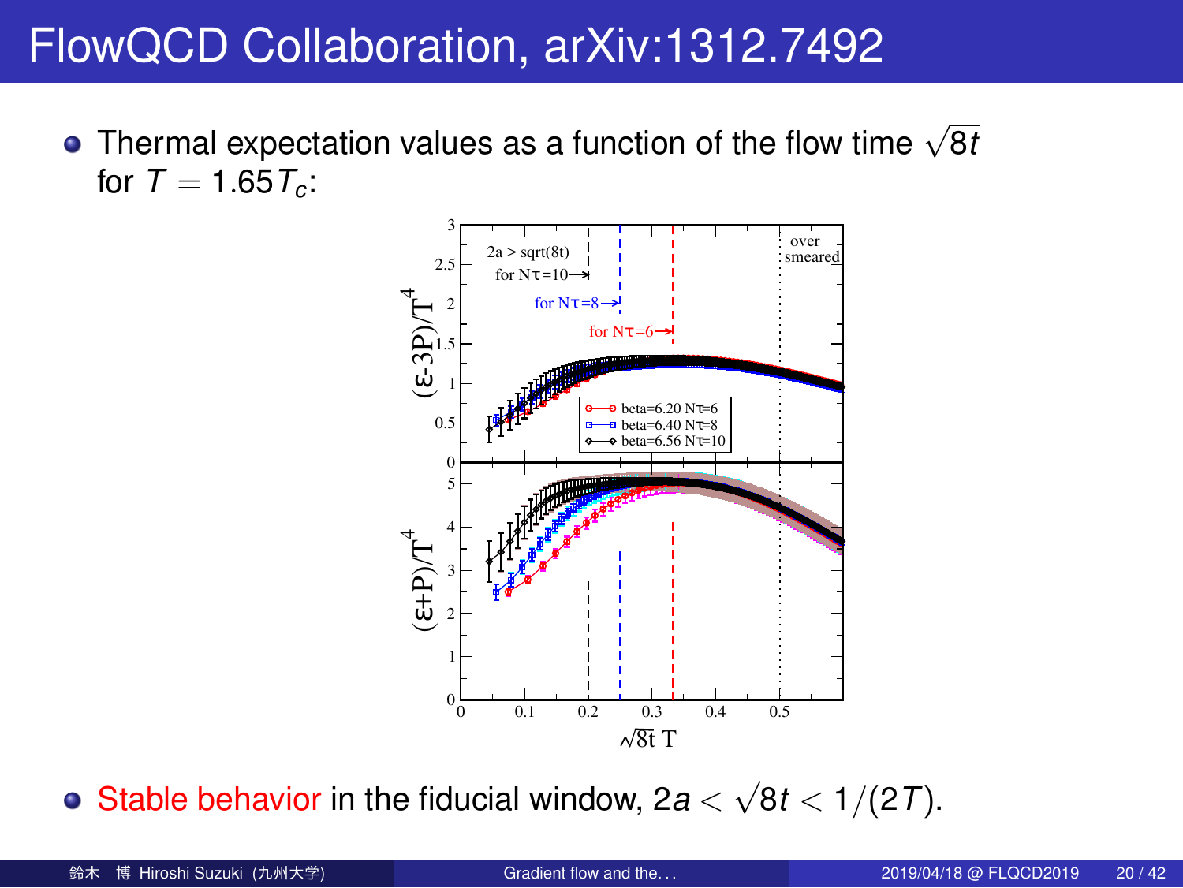# FlowQCD Collaboration, arXiv:1312.7492

- Thermal expectation values as a function of the flow time $\sqrt{8t}$ for $T = 1.65T_c$:

- Stable behavior in the fiducial window, $2a < \sqrt{8t} < 1/(2T)$.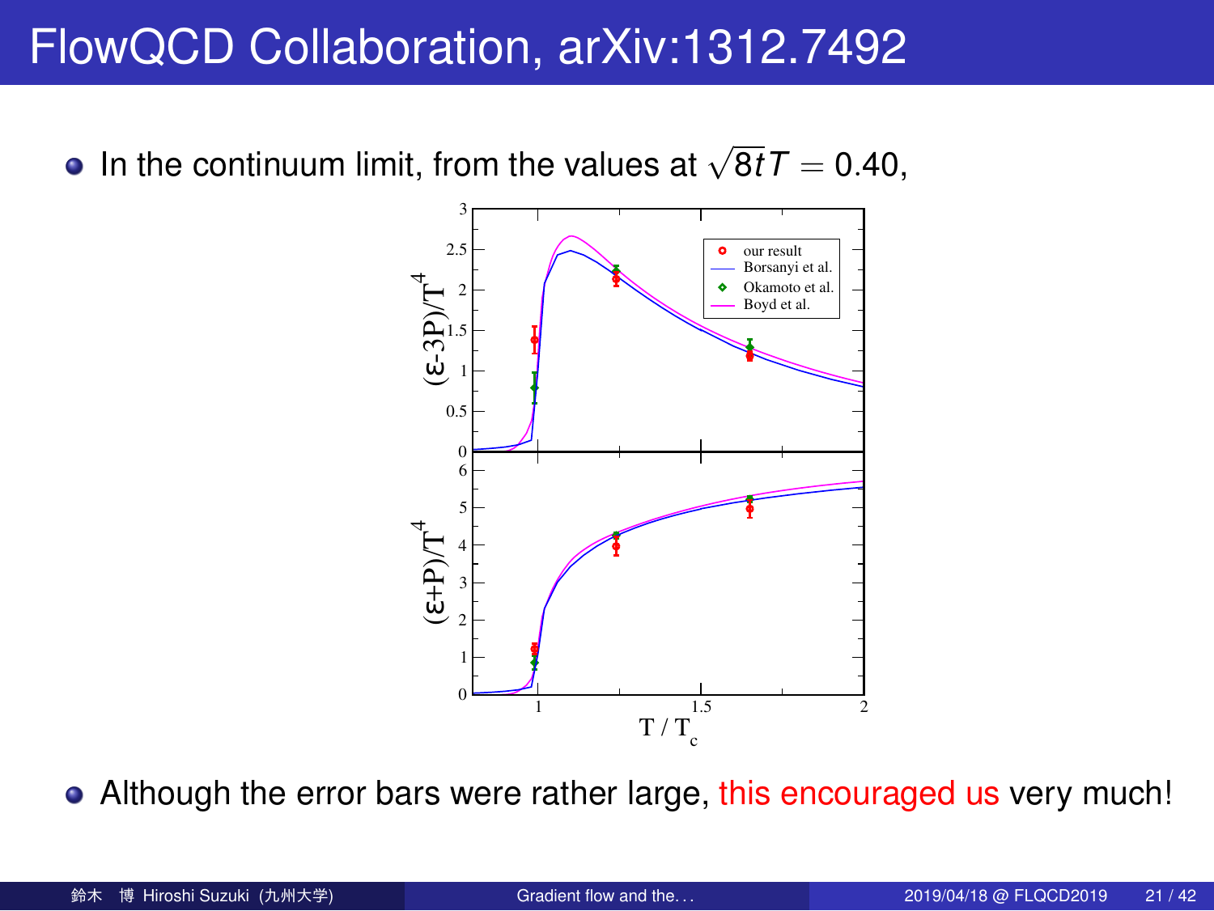# FlowQCD Collaboration, arXiv:1312.7492

- In the continuum limit, from the values at $\sqrt{8t}T = 0.40$,

- Although the error bars were rather large, this encouraged us very much!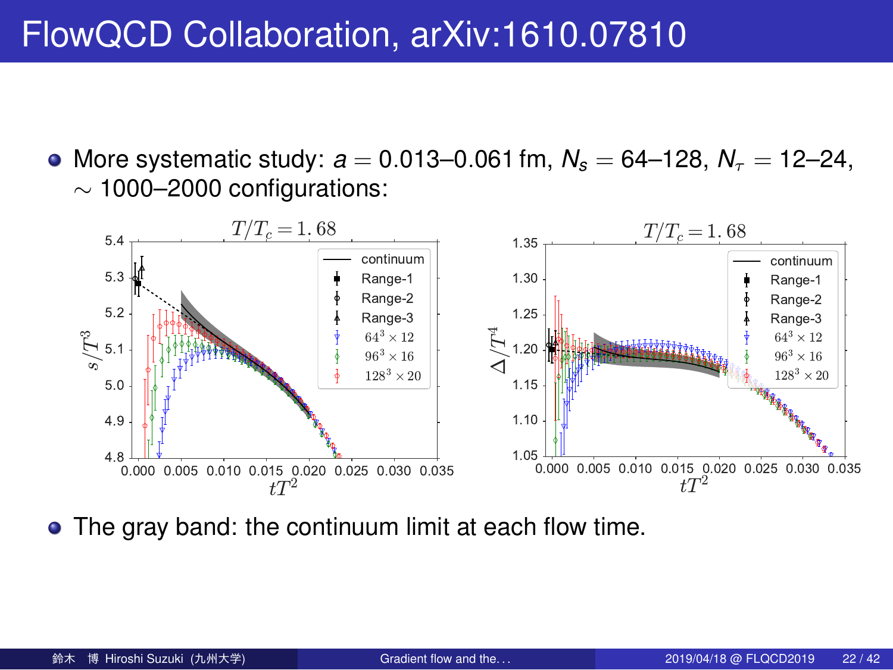# FlowQCD Collaboration, arXiv:1610.07810

- More systematic study: $a = 0.013$–$0.061$ fm, $N_s = 64$–$128$, $N_\tau = 12$–$24$, $\sim 1000$–$2000$ configurations:

- The gray band: the continuum limit at each flow time.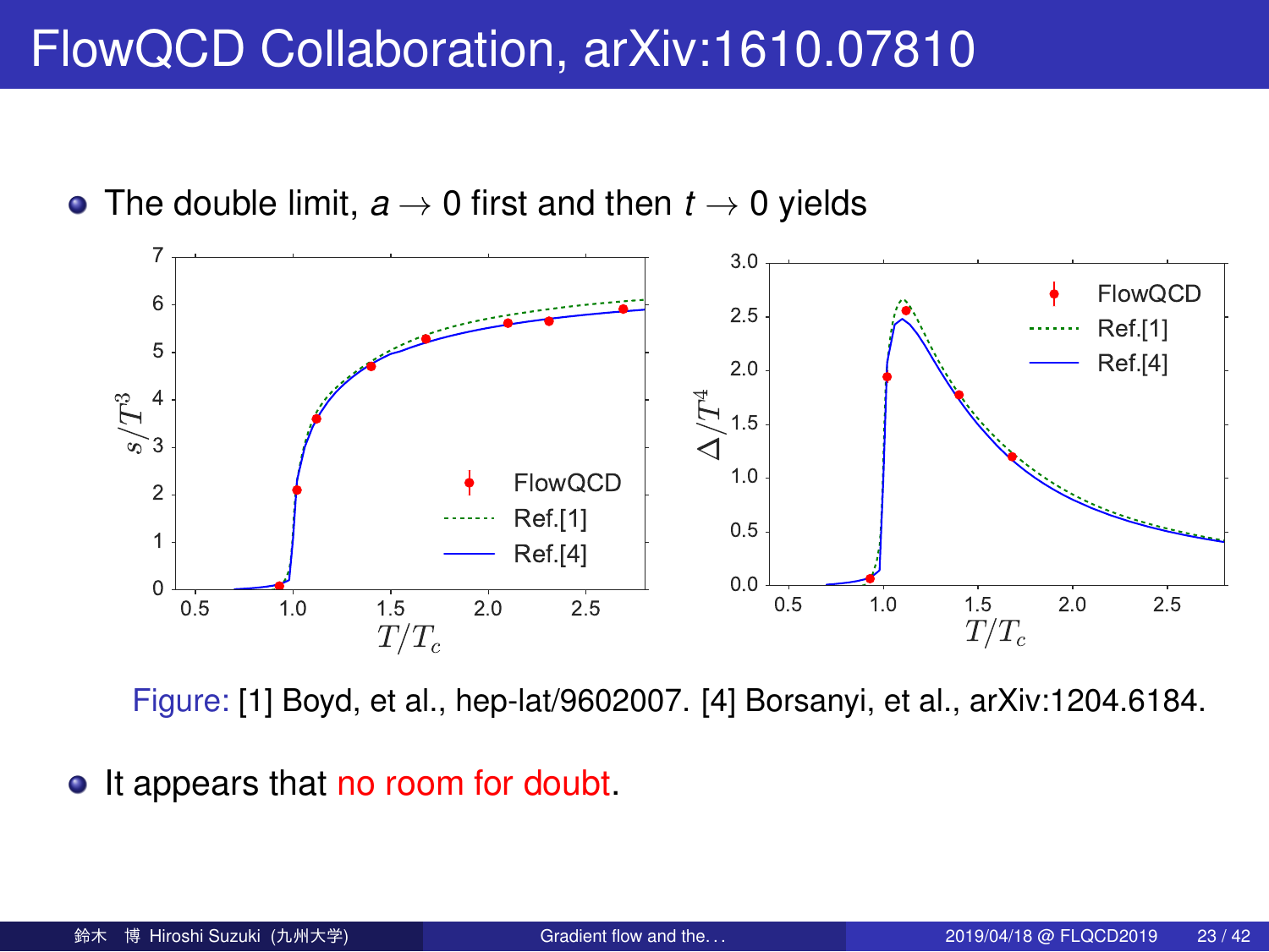# FlowQCD Collaboration, arXiv:1610.07810

- The double limit, $a \to 0$ first and then $t \to 0$ yields

Figure: [1] Boyd, et al., hep-lat/9602007. [4] Borsanyi, et al., arXiv:1204.6184.

- It appears that no room for doubt.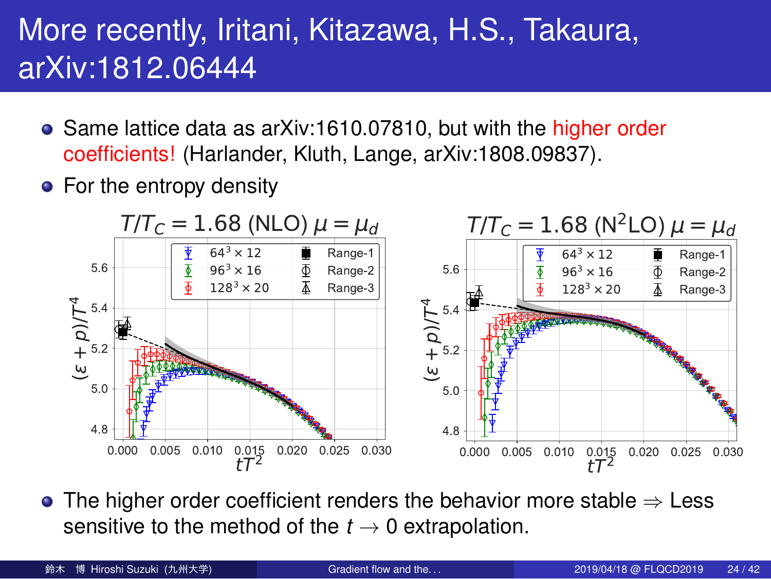# More recently, Iritani, Kitazawa, H.S., Takaura, arXiv:1812.06444

- Same lattice data as arXiv:1610.07810, but with the higher order coefficients! (Harlander, Kluth, Lange, arXiv:1808.09837).
- For the entropy density

$T/T_C = 1.68$ (NLO) $\mu = \mu_d$

$T/T_C = 1.68$ (N$^2$LO) $\mu = \mu_d$

- The higher order coefficient renders the behavior more stable $\Rightarrow$ Less sensitive to the method of the $t \to 0$ extrapolation.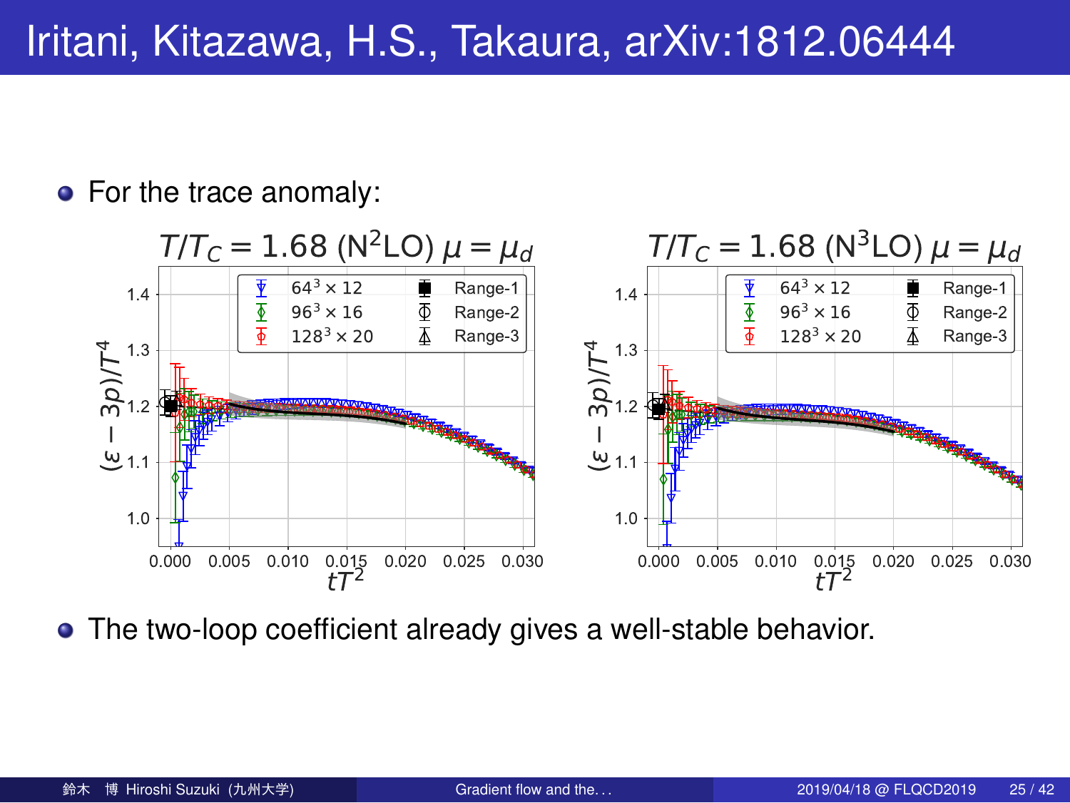# Iritani, Kitazawa, H.S., Takaura, arXiv:1812.06444

- For the trace anomaly:

$T/T_C = 1.68$ (N$^2$LO) $\mu = \mu_d$

$T/T_C = 1.68$ (N$^3$LO) $\mu = \mu_d$

- The two-loop coefficient already gives a well-stable behavior.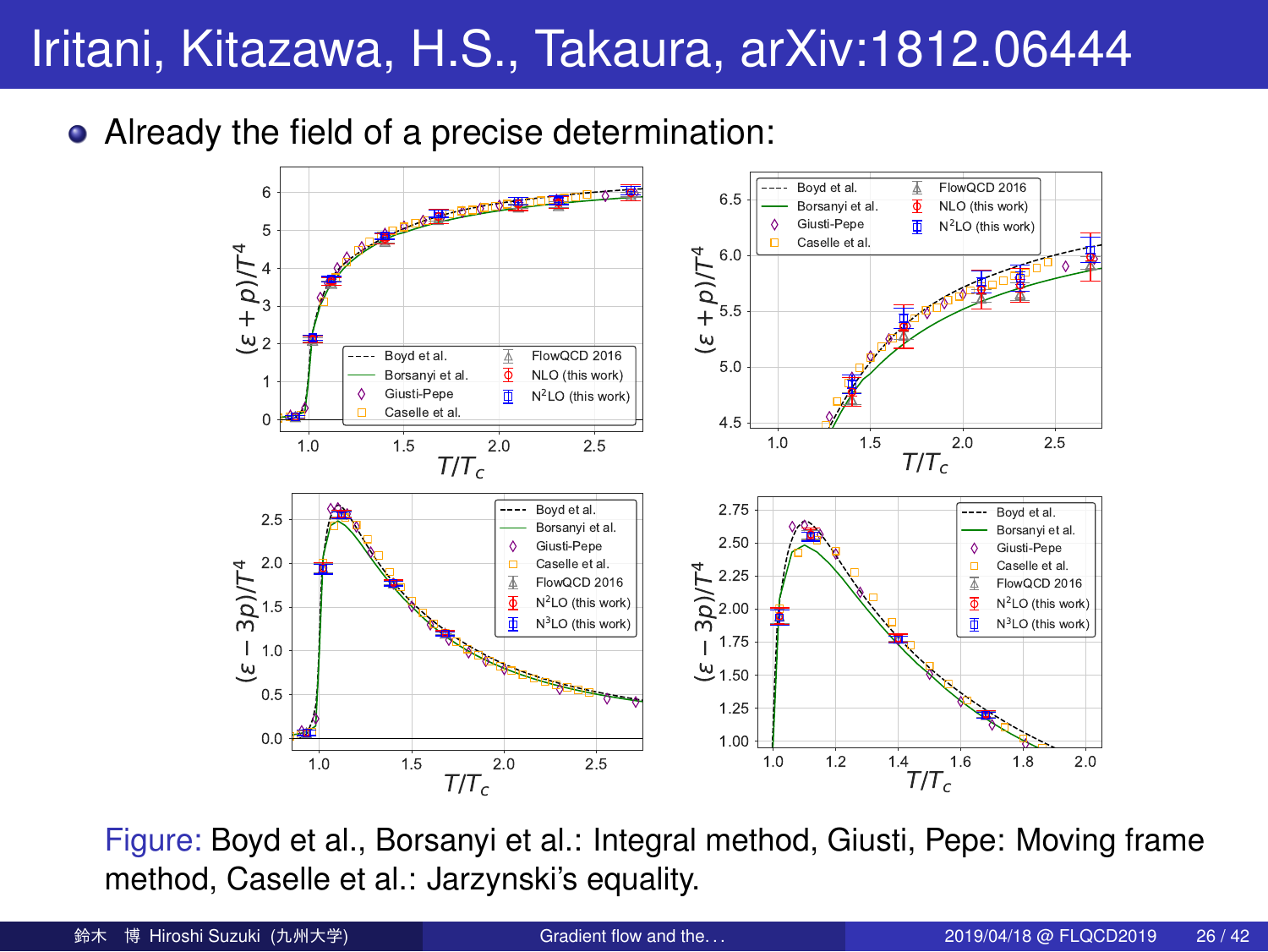# Iritani, Kitazawa, H.S., Takaura, arXiv:1812.06444

- Already the field of a precise determination:

Figure: Boyd et al., Borsanyi et al.: Integral method, Giusti, Pepe: Moving frame method, Caselle et al.: Jarzynski's equality.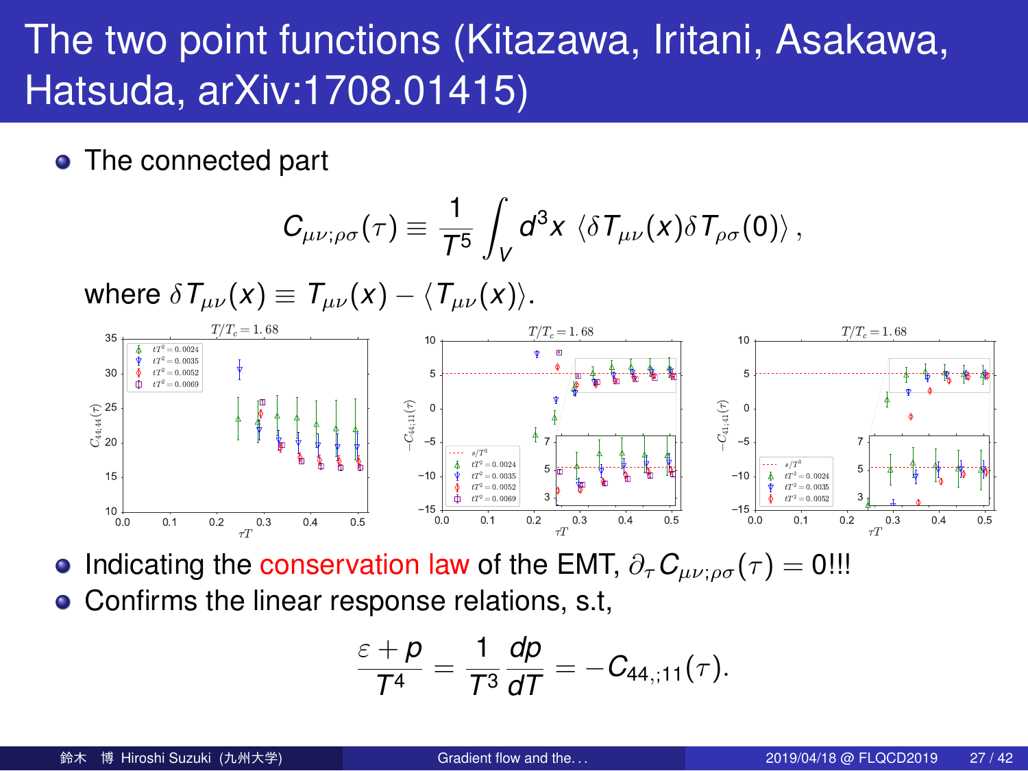# The two point functions (Kitazawa, Iritani, Asakawa, Hatsuda, arXiv:1708.01415)

- The connected part

$$C_{\mu\nu;\rho\sigma}(\tau) \equiv \frac{1}{T^5} \int_V d^3x \, \langle \delta T_{\mu\nu}(x) \delta T_{\rho\sigma}(0) \rangle \, ,$$

where $\delta T_{\mu\nu}(x) \equiv T_{\mu\nu}(x) - \langle T_{\mu\nu}(x) \rangle$.

- Indicating the conservation law of the EMT, $\partial_\tau C_{\mu\nu;\rho\sigma}(\tau) = 0$!!!
- Confirms the linear response relations, s.t,

$$\frac{\varepsilon + p}{T^4} = \frac{1}{T^3} \frac{dp}{dT} = -C_{44,;11}(\tau).$$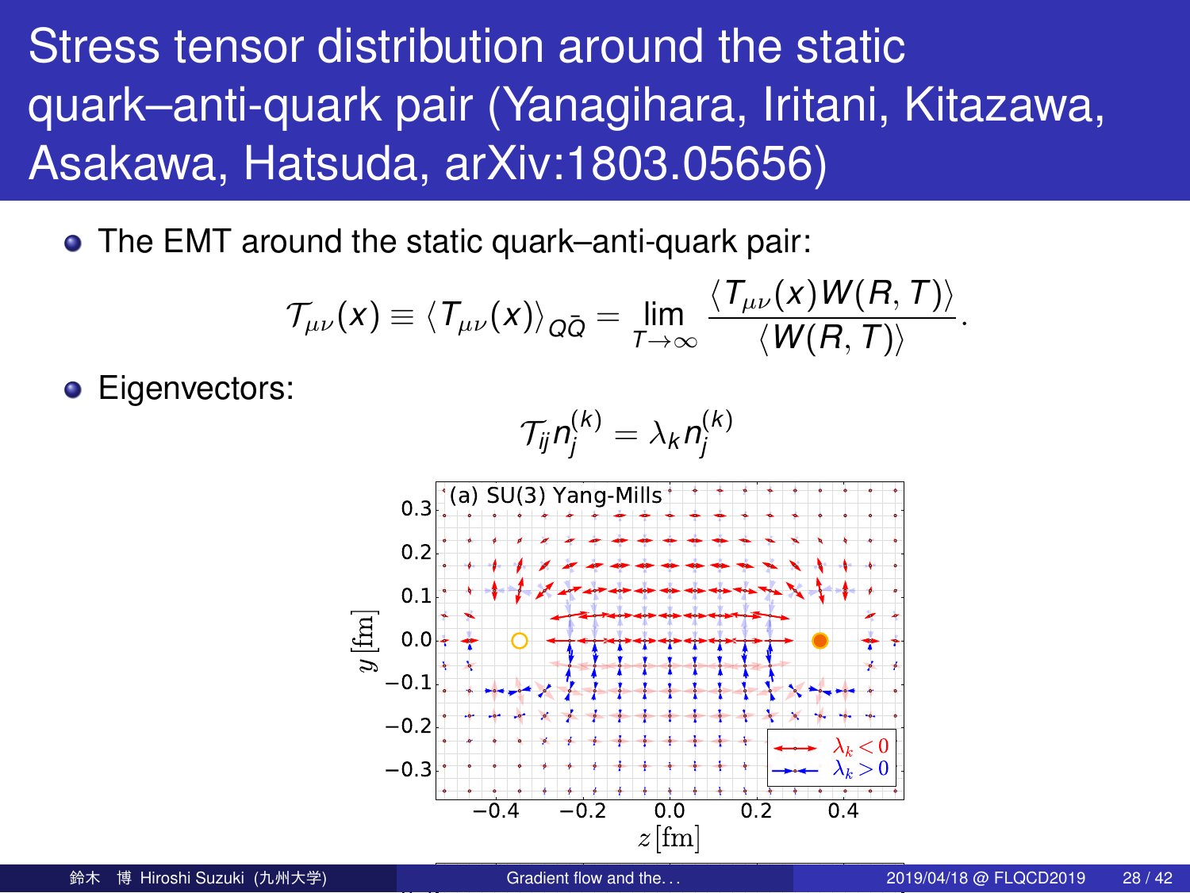# Stress tensor distribution around the static quark–anti-quark pair (Yanagihara, Iritani, Kitazawa, Asakawa, Hatsuda, arXiv:1803.05656)

- The EMT around the static quark–anti-quark pair:

$$\mathcal{T}_{\mu\nu}(x) \equiv \langle T_{\mu\nu}(x) \rangle_{Q\bar{Q}} = \lim_{T\to\infty} \frac{\langle T_{\mu\nu}(x) W(R,T) \rangle}{\langle W(R,T) \rangle}.$$

- Eigenvectors:

$$\mathcal{T}_{ij} n_j^{(k)} = \lambda_k n_j^{(k)}$$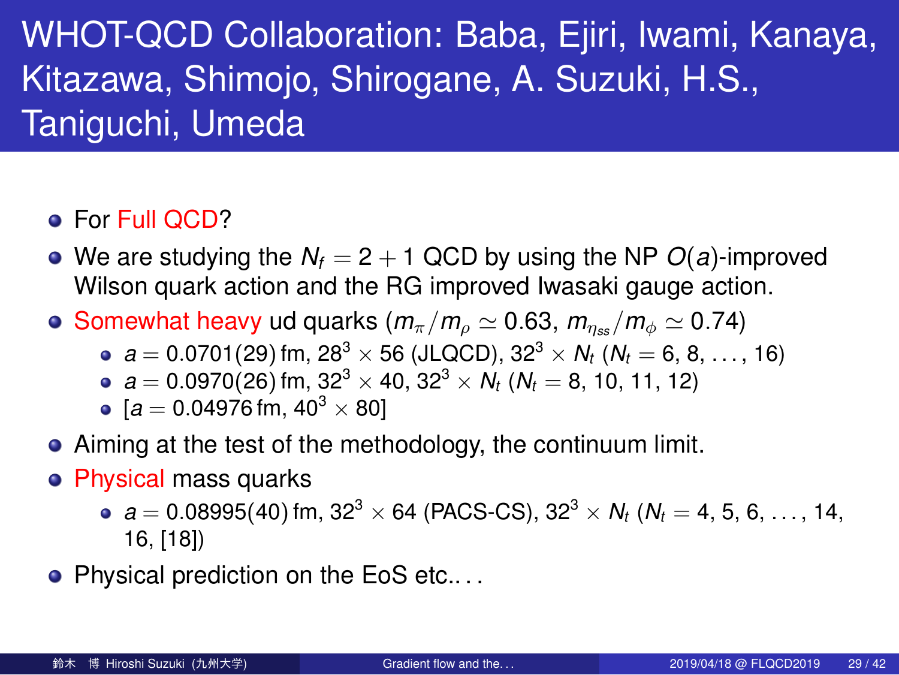# WHOT-QCD Collaboration: Baba, Ejiri, Iwami, Kanaya, Kitazawa, Shimojo, Shirogane, A. Suzuki, H.S., Taniguchi, Umeda

- For Full QCD?
- We are studying the $N_f = 2 + 1$ QCD by using the NP $O(a)$-improved Wilson quark action and the RG improved Iwasaki gauge action.
- Somewhat heavy ud quarks ($m_\pi/m_\rho \simeq 0.63$, $m_{\eta_{ss}}/m_\phi \simeq 0.74$)
  - $a = 0.0701(29)$ fm, $28^3 \times 56$ (JLQCD), $32^3 \times N_t$ ($N_t = 6, 8, \ldots, 16$)
  - $a = 0.0970(26)$ fm, $32^3 \times 40$, $32^3 \times N_t$ ($N_t = 8, 10, 11, 12$)
  - [$a = 0.04976$ fm, $40^3 \times 80$]
- Aiming at the test of the methodology, the continuum limit.
- Physical mass quarks
  - $a = 0.08995(40)$ fm, $32^3 \times 64$ (PACS-CS), $32^3 \times N_t$ ($N_t = 4, 5, 6, \ldots, 14, 16$, [18])
- Physical prediction on the EoS etc. . .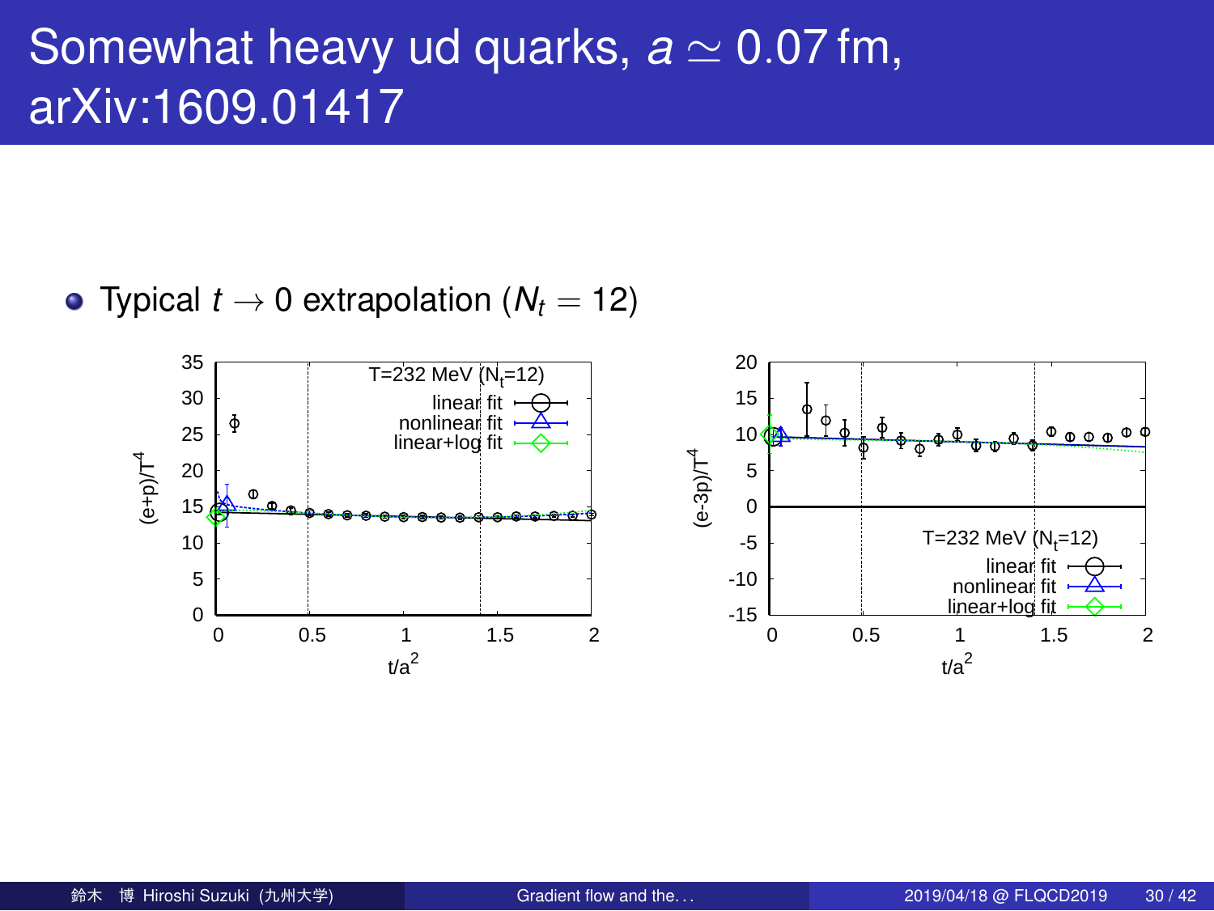# Somewhat heavy ud quarks, $a \simeq 0.07$ fm, arXiv:1609.01417

- Typical $t \to 0$ extrapolation ($N_t = 12$)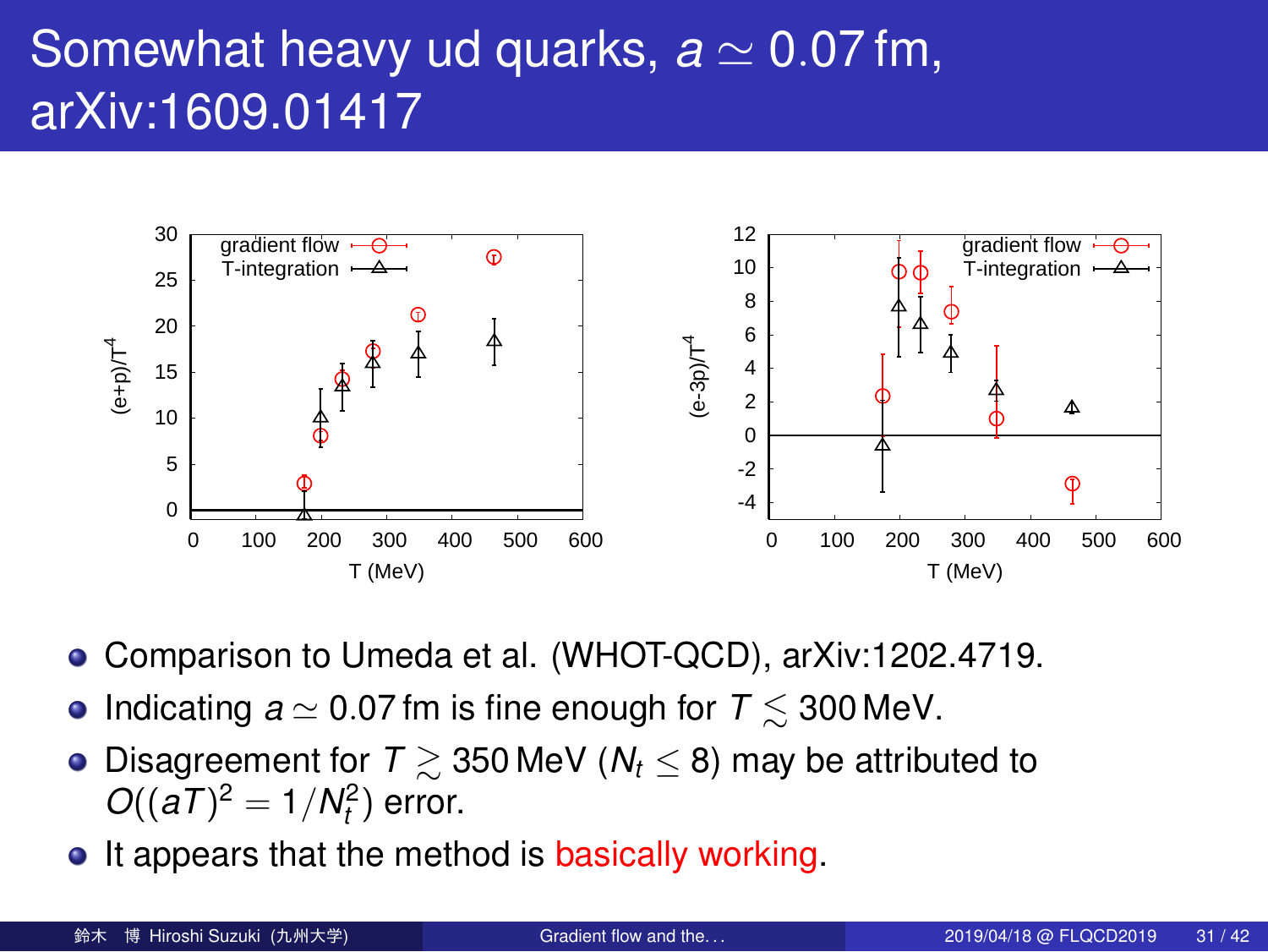# Somewhat heavy ud quarks, $a \simeq 0.07\,\text{fm}$, arXiv:1609.01417

- Comparison to Umeda et al. (WHOT-QCD), arXiv:1202.4719.
- Indicating $a \simeq 0.07\,\text{fm}$ is fine enough for $T \lesssim 300\,\text{MeV}$.
- Disagreement for $T \gtrsim 350\,\text{MeV}$ ($N_t \leq 8$) may be attributed to $O((aT)^2 = 1/N_t^2)$ error.
- It appears that the method is basically working.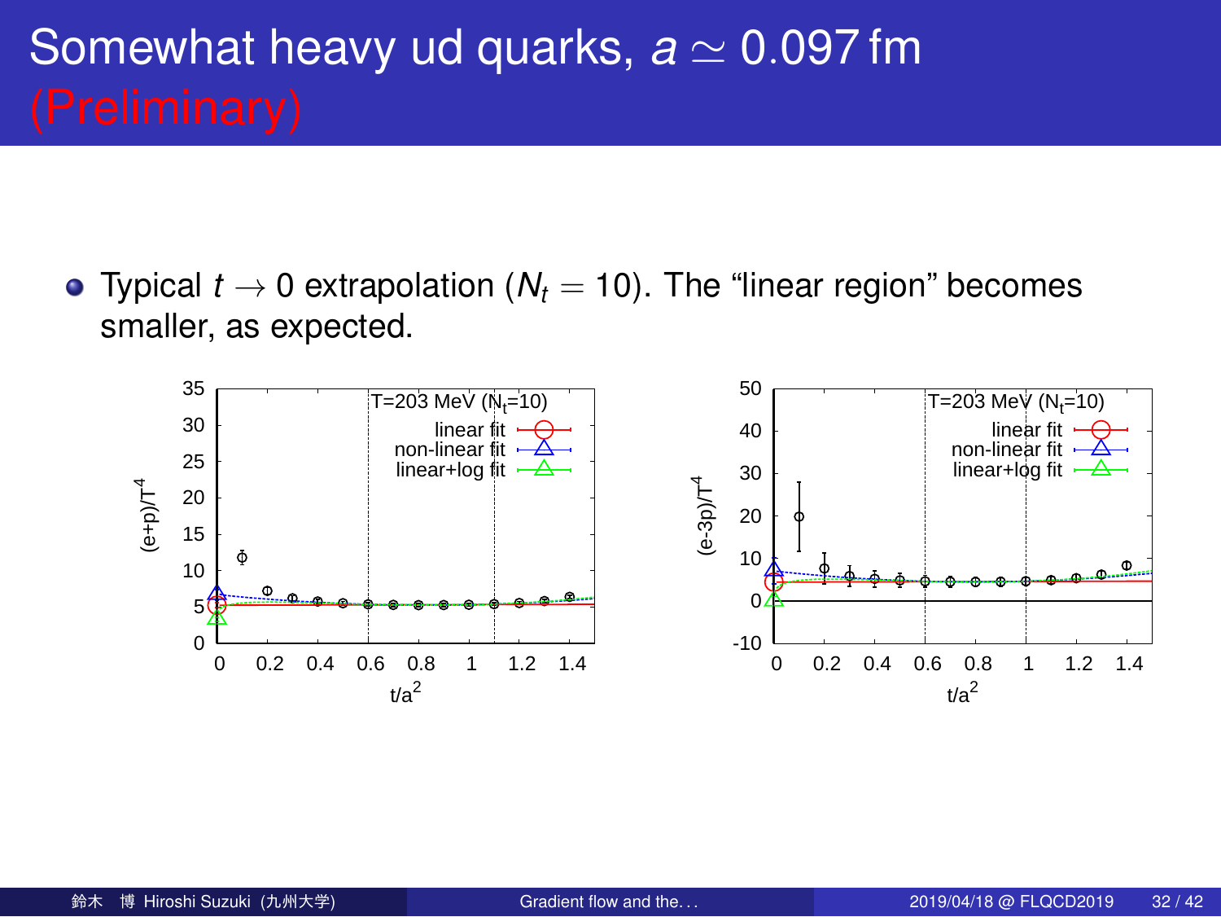# Somewhat heavy ud quarks, $a \simeq 0.097\,\text{fm}$ (Preliminary)

- Typical $t \to 0$ extrapolation ($N_t = 10$). The "linear region" becomes smaller, as expected.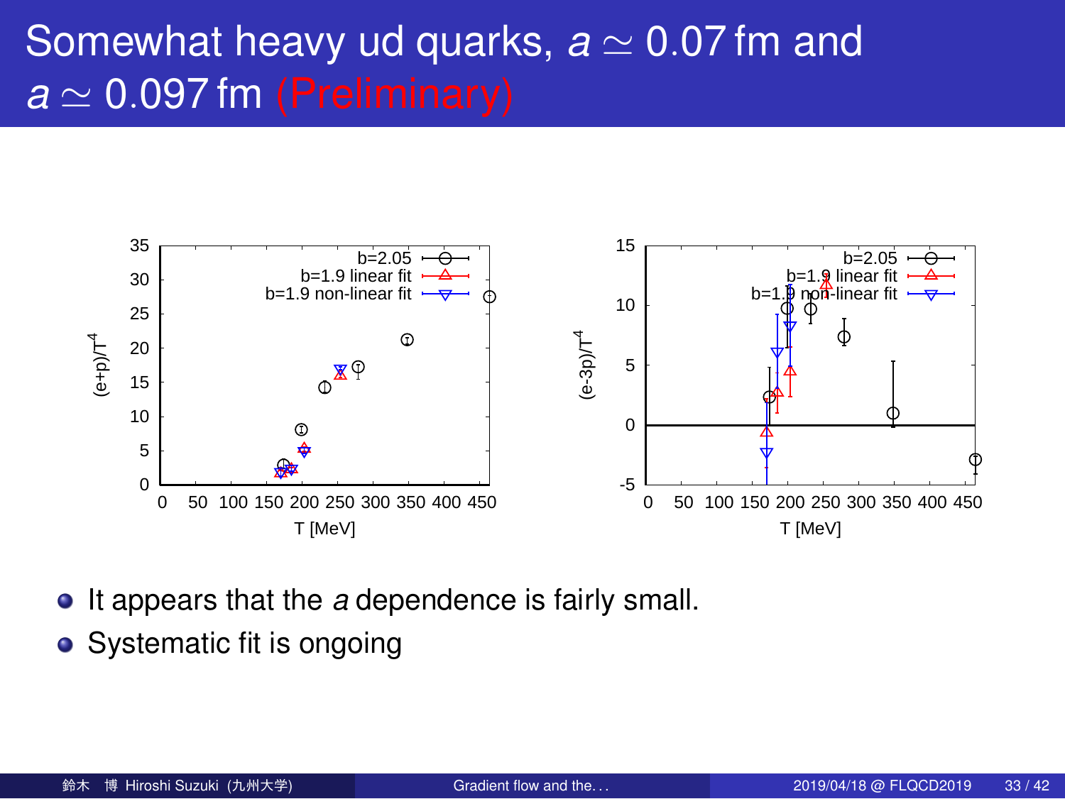# Somewhat heavy ud quarks, $a \simeq 0.07$ fm and $a \simeq 0.097$ fm (Preliminary)

- It appears that the $a$ dependence is fairly small.
- Systematic fit is ongoing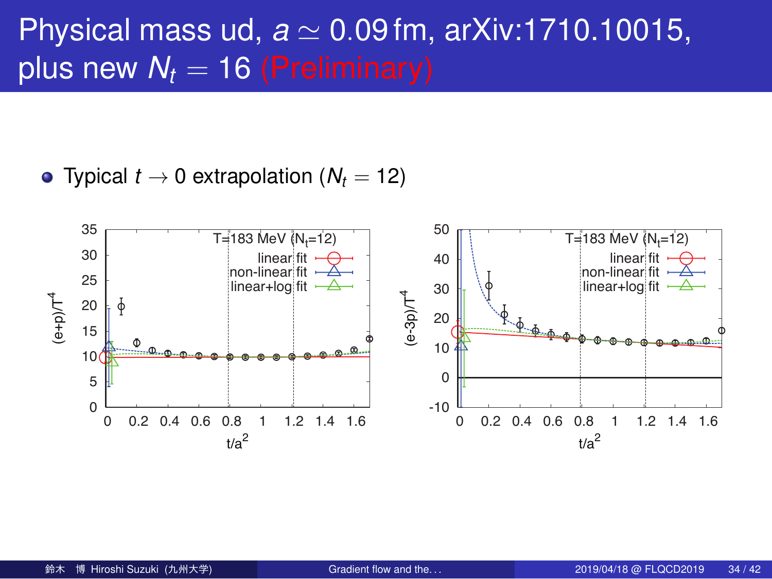# Physical mass ud, $a \simeq 0.09\,\mathrm{fm}$, arXiv:1710.10015, plus new $N_t = 16$ (Preliminary)

- Typical $t \to 0$ extrapolation ($N_t = 12$)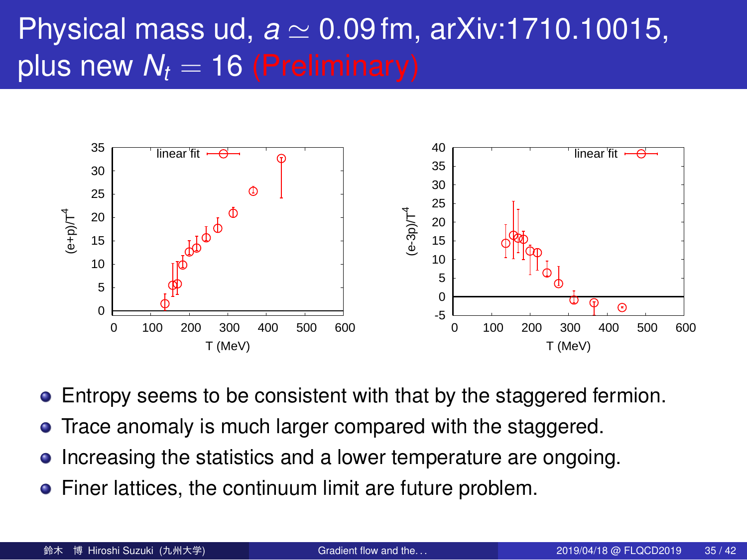# Physical mass ud, $a \simeq 0.09$ fm, arXiv:1710.10015, plus new $N_t = 16$ (Preliminary)

- Entropy seems to be consistent with that by the staggered fermion.
- Trace anomaly is much larger compared with the staggered.
- Increasing the statistics and a lower temperature are ongoing.
- Finer lattices, the continuum limit are future problem.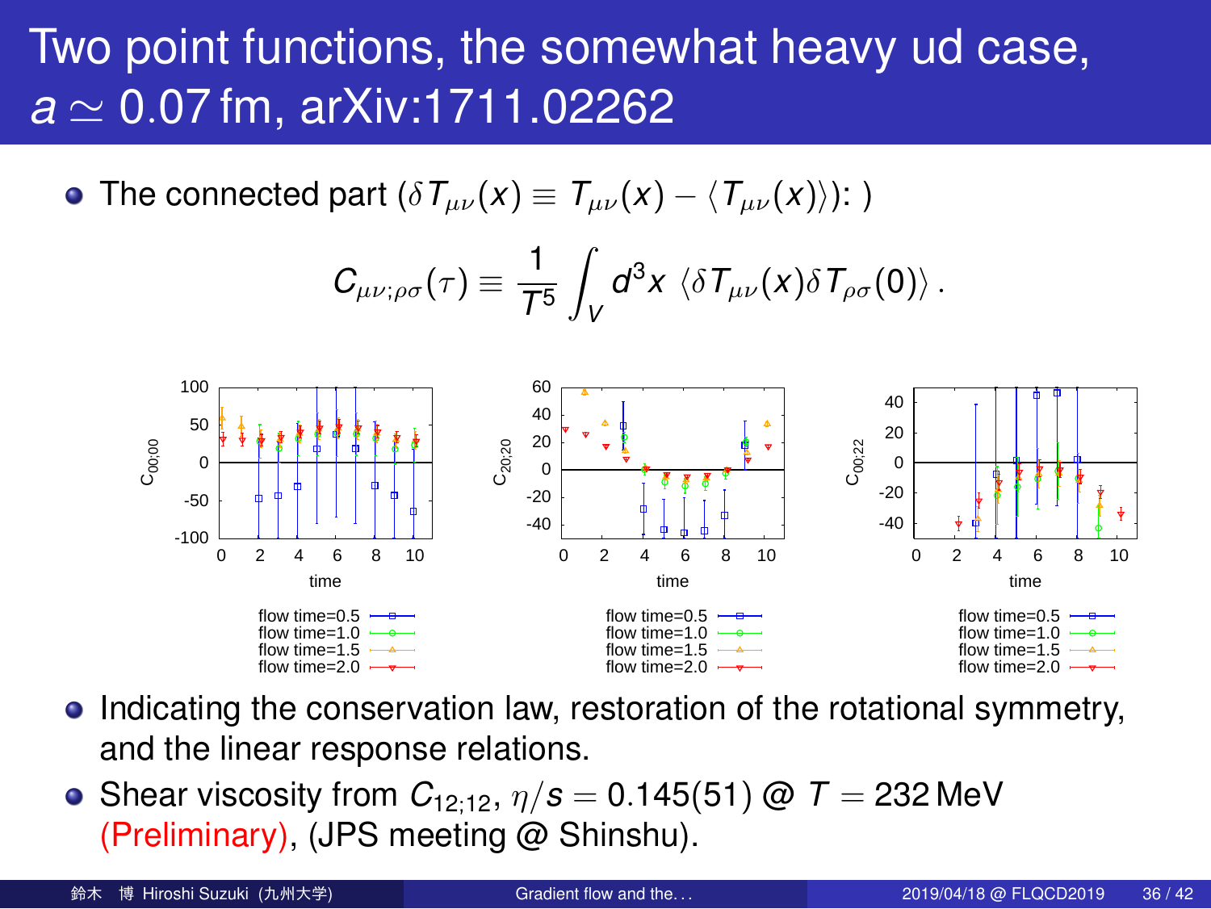# Two point functions, the somewhat heavy ud case, $a \simeq 0.07\,\text{fm}$, arXiv:1711.02262

- The connected part ($\delta T_{\mu\nu}(x) \equiv T_{\mu\nu}(x) - \langle T_{\mu\nu}(x)\rangle$): )

$$
C_{\mu\nu;\rho\sigma}(\tau) \equiv \frac{1}{T^5} \int_V d^3x \, \langle \delta T_{\mu\nu}(x) \delta T_{\rho\sigma}(0) \rangle \, .
$$

- Indicating the conservation law, restoration of the rotational symmetry, and the linear response relations.
- Shear viscosity from $C_{12;12}$, $\eta/s = 0.145(51)$ @ $T = 232\,\text{MeV}$ (Preliminary), (JPS meeting @ Shinshu).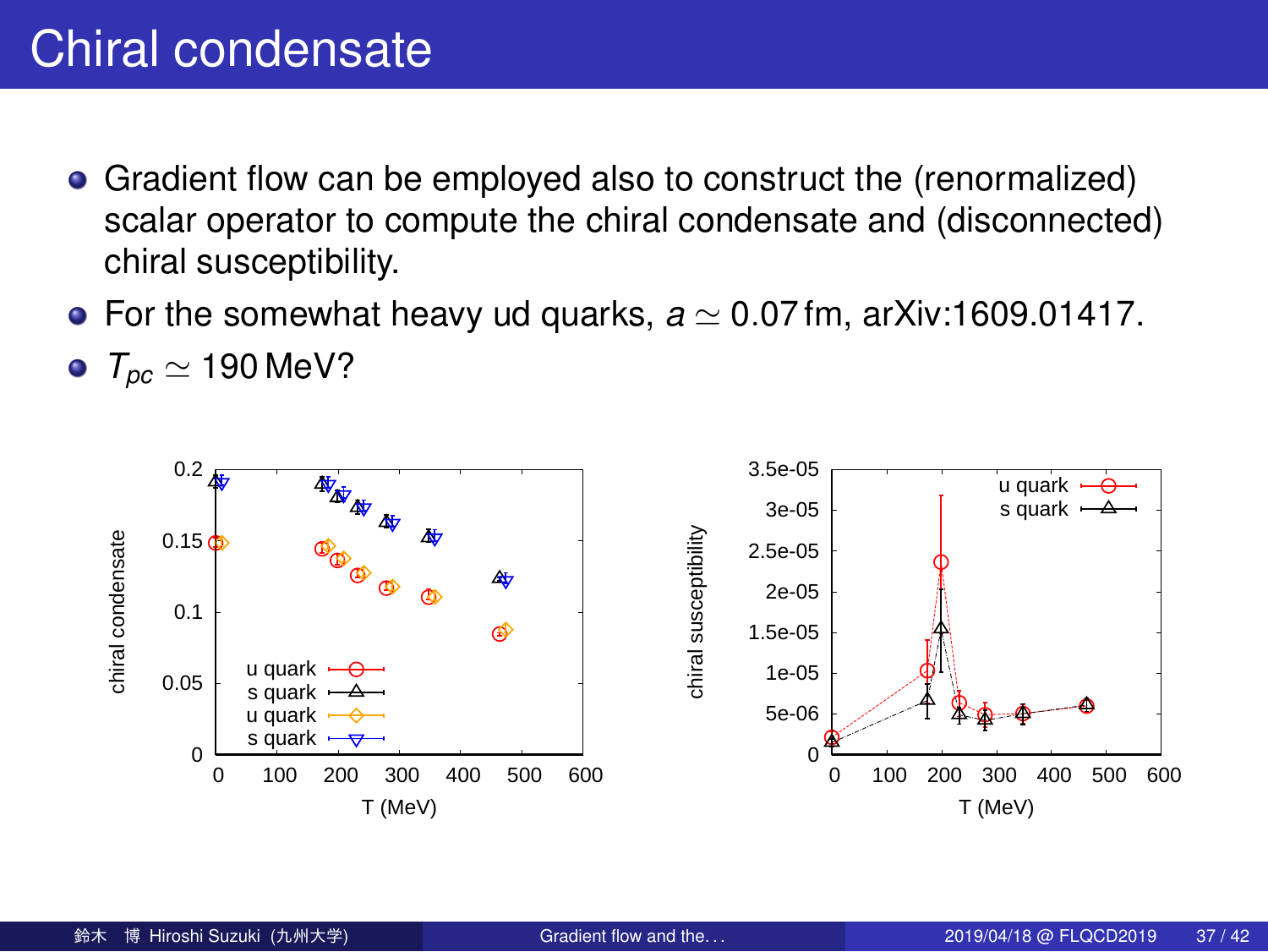# Chiral condensate

- Gradient flow can be employed also to construct the (renormalized) scalar operator to compute the chiral condensate and (disconnected) chiral susceptibility.
- For the somewhat heavy ud quarks, $a \simeq 0.07\,\mathrm{fm}$, arXiv:1609.01417.
- $T_{pc} \simeq 190\,\mathrm{MeV}$?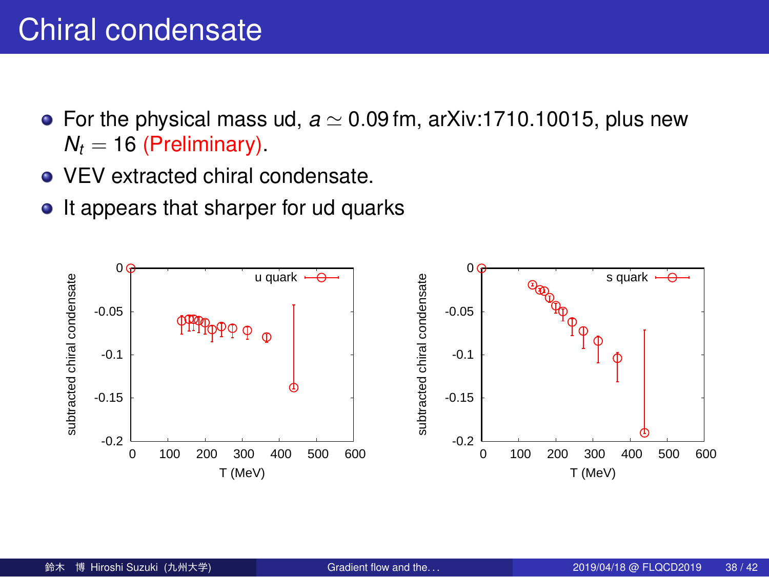# Chiral condensate

- For the physical mass ud, $a \simeq 0.09\,\mathrm{fm}$, arXiv:1710.10015, plus new $N_t = 16$ (Preliminary).
- VEV extracted chiral condensate.
- It appears that sharper for ud quarks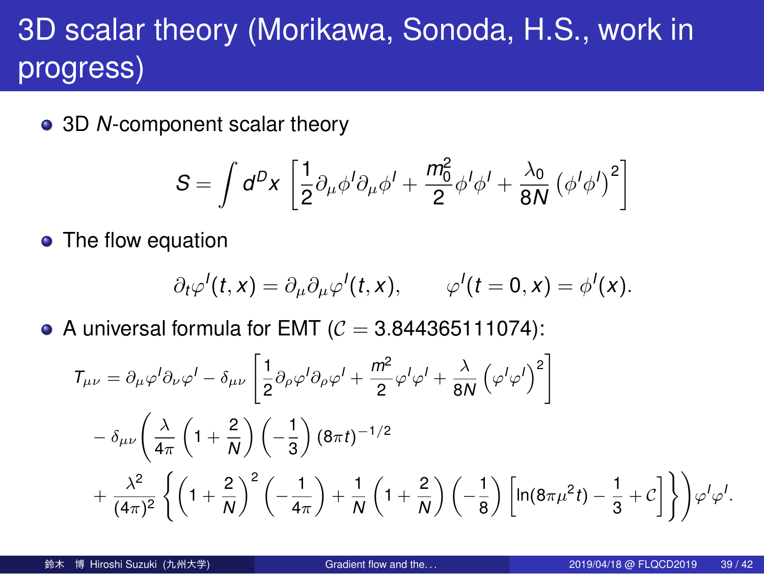# 3D scalar theory (Morikawa, Sonoda, H.S., work in progress)

- 3D $N$-component scalar theory

$$S = \int d^D x \left[ \frac{1}{2} \partial_\mu \phi^I \partial_\mu \phi^I + \frac{m_0^2}{2} \phi^I \phi^I + \frac{\lambda_0}{8N} \left( \phi^I \phi^I \right)^2 \right]$$

- The flow equation

$$\partial_t \varphi^I(t, x) = \partial_\mu \partial_\mu \varphi^I(t, x), \qquad \varphi^I(t = 0, x) = \phi^I(x).$$

- A universal formula for EMT ($\mathcal{C} = 3.844365111074$):

$$\begin{aligned}
T_{\mu\nu} &= \partial_\mu \varphi^I \partial_\nu \varphi^I - \delta_{\mu\nu} \left[ \frac{1}{2} \partial_\rho \varphi^I \partial_\rho \varphi^I + \frac{m^2}{2} \varphi^I \varphi^I + \frac{\lambda}{8N} \left( \varphi^I \varphi^I \right)^2 \right] \\
&\quad - \delta_{\mu\nu} \Bigg( \frac{\lambda}{4\pi} \left( 1 + \frac{2}{N} \right) \left( -\frac{1}{3} \right) (8\pi t)^{-1/2} \\
&\quad + \frac{\lambda^2}{(4\pi)^2} \left\{ \left( 1 + \frac{2}{N} \right)^2 \left( -\frac{1}{4\pi} \right) + \frac{1}{N} \left( 1 + \frac{2}{N} \right) \left( -\frac{1}{8} \right) \left[ \ln(8\pi\mu^2 t) - \frac{1}{3} + \mathcal{C} \right] \right\} \Bigg) \varphi^I \varphi^I.
\end{aligned}$$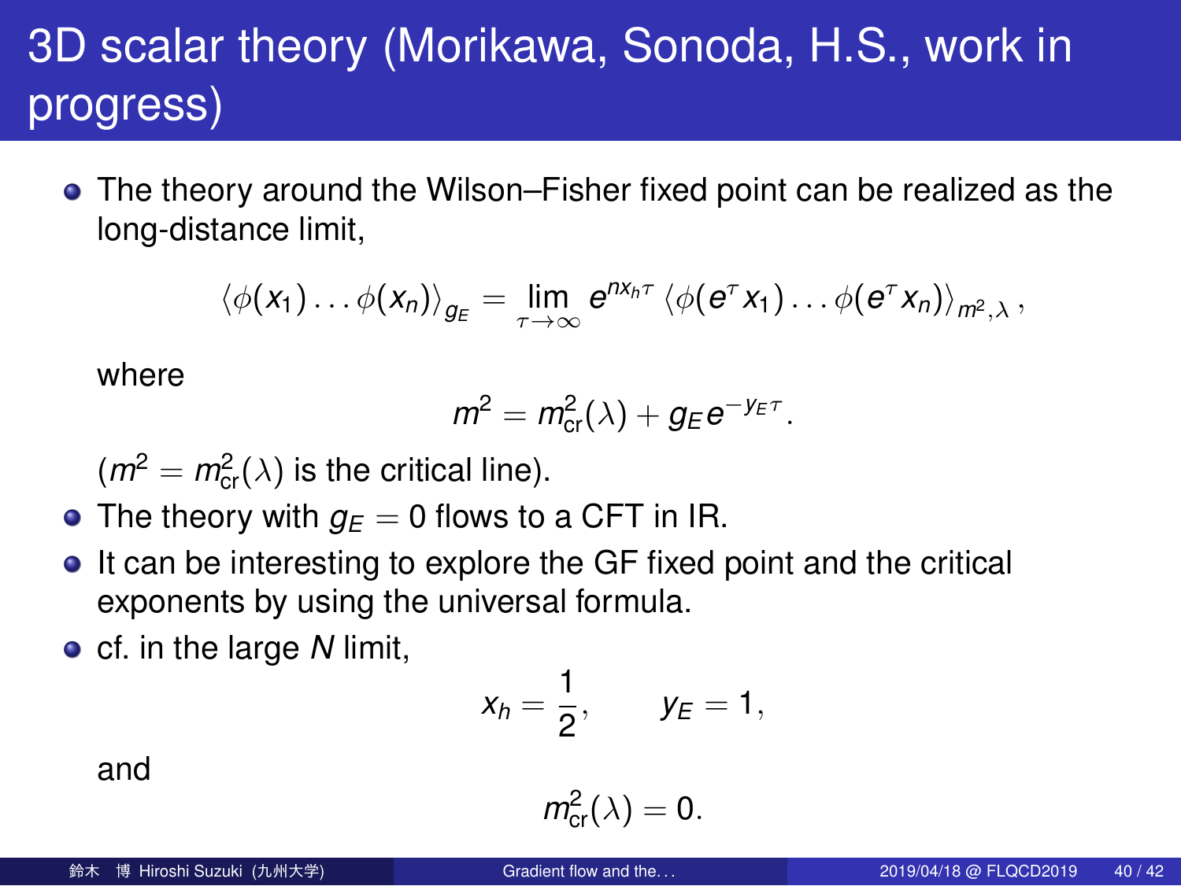# 3D scalar theory (Morikawa, Sonoda, H.S., work in progress)

- The theory around the Wilson–Fisher fixed point can be realized as the long-distance limit,

$$\langle \phi(x_1)\dots\phi(x_n)\rangle_{g_E} = \lim_{\tau\to\infty} e^{n x_h \tau} \langle \phi(e^\tau x_1)\dots\phi(e^\tau x_n)\rangle_{m^2,\lambda},$$

  where

$$m^2 = m_{\text{cr}}^2(\lambda) + g_E e^{-y_E \tau}.$$

  ($m^2 = m_{\text{cr}}^2(\lambda)$ is the critical line).

- The theory with $g_E = 0$ flows to a CFT in IR.
- It can be interesting to explore the GF fixed point and the critical exponents by using the universal formula.
- cf. in the large $N$ limit,

$$x_h = \frac{1}{2}, \qquad y_E = 1,$$

  and

$$m_{\text{cr}}^2(\lambda) = 0.$$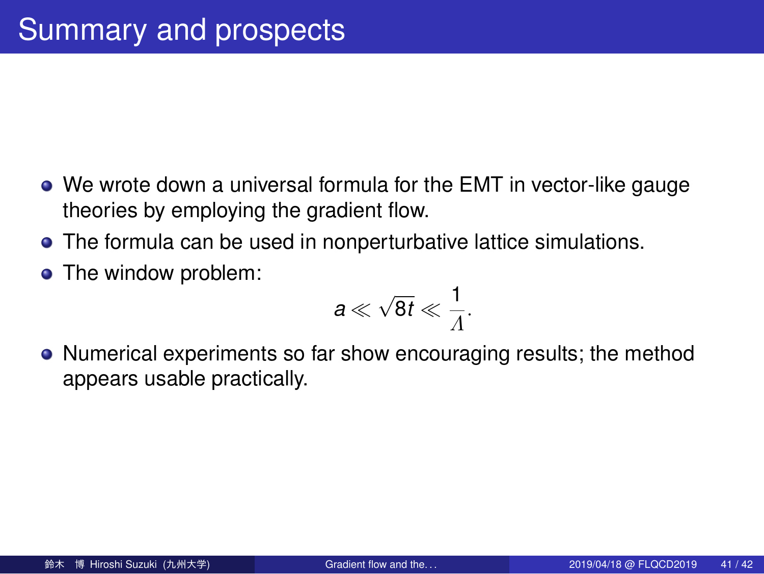# Summary and prospects

- We wrote down a universal formula for the EMT in vector-like gauge theories by employing the gradient flow.
- The formula can be used in nonperturbative lattice simulations.
- The window problem:

$$a \ll \sqrt{8t} \ll \frac{1}{\Lambda}.$$

- Numerical experiments so far show encouraging results; the method appears usable practically.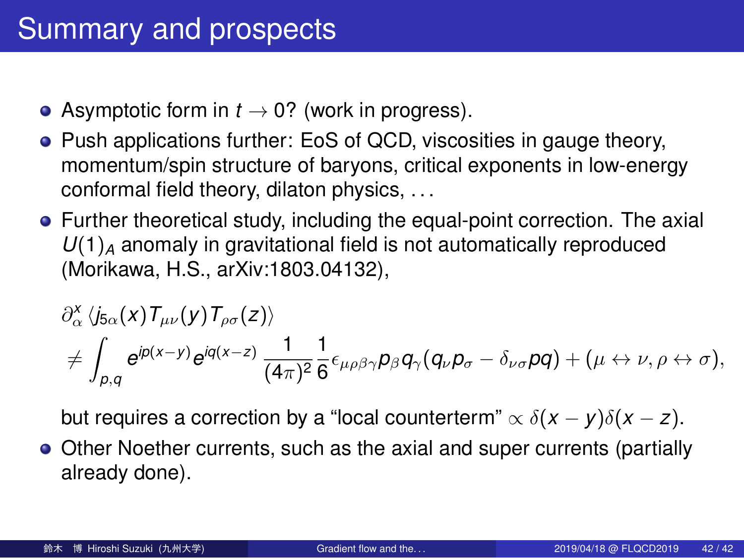# Summary and prospects

- Asymptotic form in $t \to 0$? (work in progress).
- Push applications further: EoS of QCD, viscosities in gauge theory, momentum/spin structure of baryons, critical exponents in low-energy conformal field theory, dilaton physics, ...
- Further theoretical study, including the equal-point correction. The axial $U(1)_A$ anomaly in gravitational field is not automatically reproduced (Morikawa, H.S., arXiv:1803.04132),

$$
\partial_\alpha^x \langle j_{5\alpha}(x) T_{\mu\nu}(y) T_{\rho\sigma}(z) \rangle
\neq \int_{p,q} e^{ip(x-y)} e^{iq(x-z)} \frac{1}{(4\pi)^2} \frac{1}{6} \epsilon_{\mu\rho\beta\gamma} p_\beta q_\gamma (q_\nu p_\sigma - \delta_{\nu\sigma} pq) + (\mu \leftrightarrow \nu, \rho \leftrightarrow \sigma),
$$

  but requires a correction by a “local counterterm” $\propto \delta(x-y)\delta(x-z)$.
- Other Noether currents, such as the axial and super currents (partially already done).